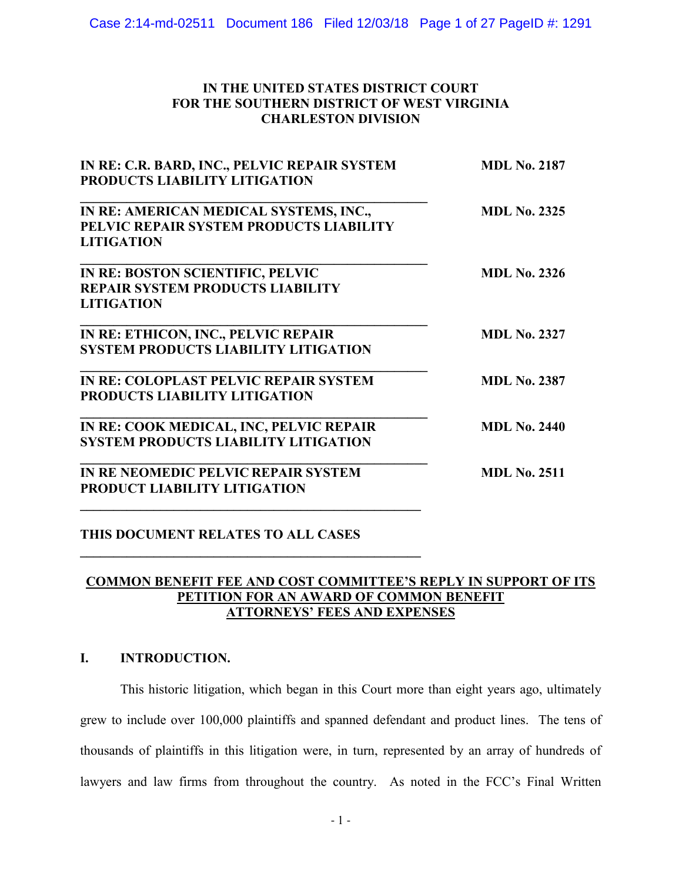**IN THE UNITED STATES DISTRICT COURT**
**FOR THE SOUTHERN DISTRICT OF WEST VIRGINIA**
**CHARLESTON DIVISION**

| | |
|---|---|
| **IN RE: C.R. BARD, INC., PELVIC REPAIR SYSTEM PRODUCTS LIABILITY LITIGATION** | **MDL No. 2187** |
| **IN RE: AMERICAN MEDICAL SYSTEMS, INC., PELVIC REPAIR SYSTEM PRODUCTS LIABILITY LITIGATION** | **MDL No. 2325** |
| **IN RE: BOSTON SCIENTIFIC, PELVIC REPAIR SYSTEM PRODUCTS LIABILITY LITIGATION** | **MDL No. 2326** |
| **IN RE: ETHICON, INC., PELVIC REPAIR SYSTEM PRODUCTS LIABILITY LITIGATION** | **MDL No. 2327** |
| **IN RE: COLOPLAST PELVIC REPAIR SYSTEM PRODUCTS LIABILITY LITIGATION** | **MDL No. 2387** |
| **IN RE: COOK MEDICAL, INC, PELVIC REPAIR SYSTEM PRODUCTS LIABILITY LITIGATION** | **MDL No. 2440** |
| **IN RE NEOMEDIC PELVIC REPAIR SYSTEM PRODUCT LIABILITY LITIGATION** | **MDL No. 2511** |

**THIS DOCUMENT RELATES TO ALL CASES**

**COMMON BENEFIT FEE AND COST COMMITTEE'S REPLY IN SUPPORT OF ITS PETITION FOR AN AWARD OF COMMON BENEFIT ATTORNEYS' FEES AND EXPENSES**

## I. INTRODUCTION.

This historic litigation, which began in this Court more than eight years ago, ultimately grew to include over 100,000 plaintiffs and spanned defendant and product lines. The tens of thousands of plaintiffs in this litigation were, in turn, represented by an array of hundreds of lawyers and law firms from throughout the country. As noted in the FCC's Final Written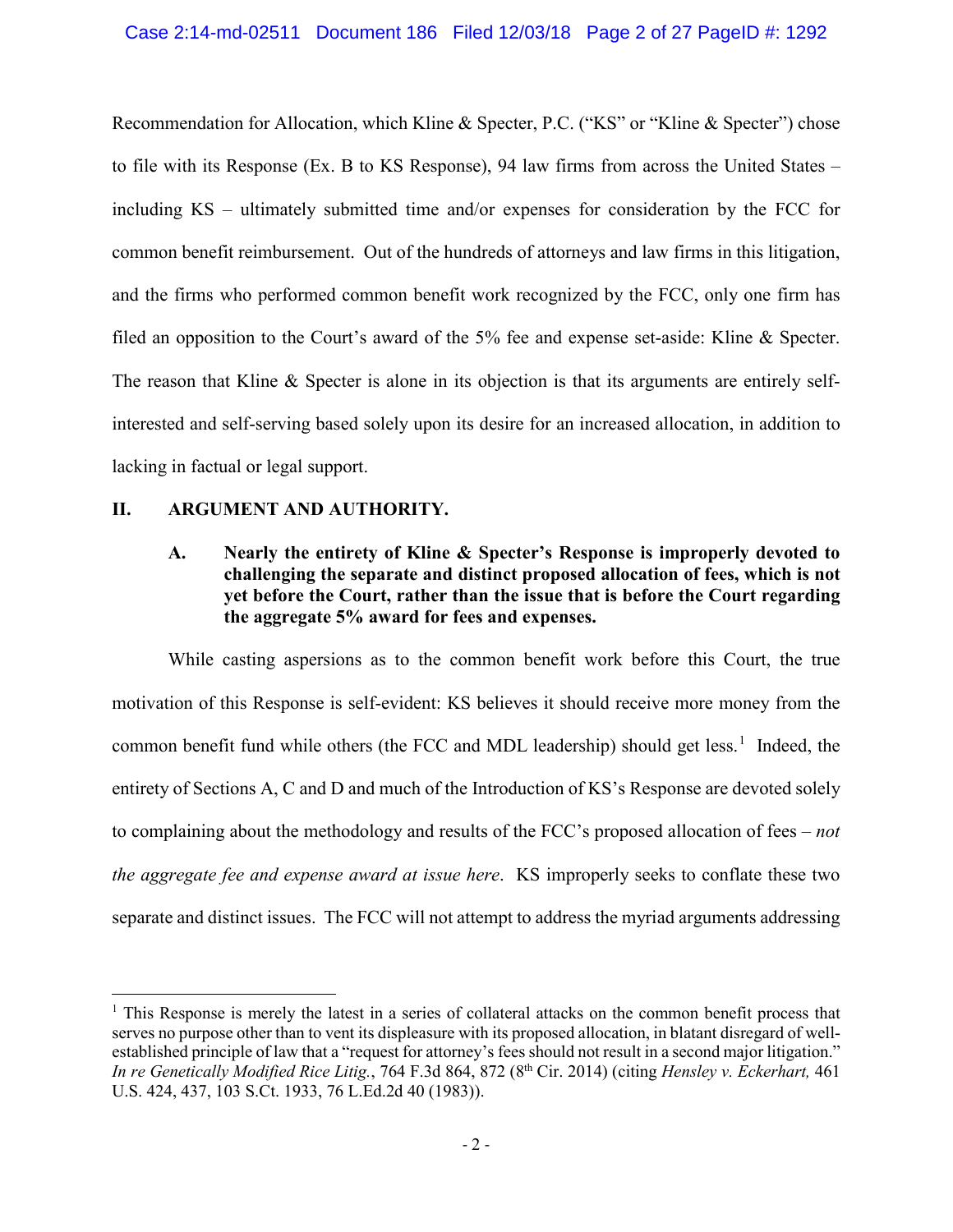Recommendation for Allocation, which Kline & Specter, P.C. ("KS" or "Kline & Specter") chose to file with its Response (Ex. B to KS Response), 94 law firms from across the United States – including KS – ultimately submitted time and/or expenses for consideration by the FCC for common benefit reimbursement. Out of the hundreds of attorneys and law firms in this litigation, and the firms who performed common benefit work recognized by the FCC, only one firm has filed an opposition to the Court's award of the 5% fee and expense set-aside: Kline & Specter. The reason that Kline & Specter is alone in its objection is that its arguments are entirely self-interested and self-serving based solely upon its desire for an increased allocation, in addition to lacking in factual or legal support.

## II. ARGUMENT AND AUTHORITY.

### A. Nearly the entirety of Kline & Specter's Response is improperly devoted to challenging the separate and distinct proposed allocation of fees, which is not yet before the Court, rather than the issue that is before the Court regarding the aggregate 5% award for fees and expenses.

While casting aspersions as to the common benefit work before this Court, the true motivation of this Response is self-evident: KS believes it should receive more money from the common benefit fund while others (the FCC and MDL leadership) should get less.[1] Indeed, the entirety of Sections A, C and D and much of the Introduction of KS's Response are devoted solely to complaining about the methodology and results of the FCC's proposed allocation of fees – *not the aggregate fee and expense award at issue here*. KS improperly seeks to conflate these two separate and distinct issues. The FCC will not attempt to address the myriad arguments addressing

---

[1] This Response is merely the latest in a series of collateral attacks on the common benefit process that serves no purpose other than to vent its displeasure with its proposed allocation, in blatant disregard of well-established principle of law that a "request for attorney's fees should not result in a second major litigation." *In re Genetically Modified Rice Litig.*, 764 F.3d 864, 872 (8th Cir. 2014) (citing *Hensley v. Eckerhart,* 461 U.S. 424, 437, 103 S.Ct. 1933, 76 L.Ed.2d 40 (1983)).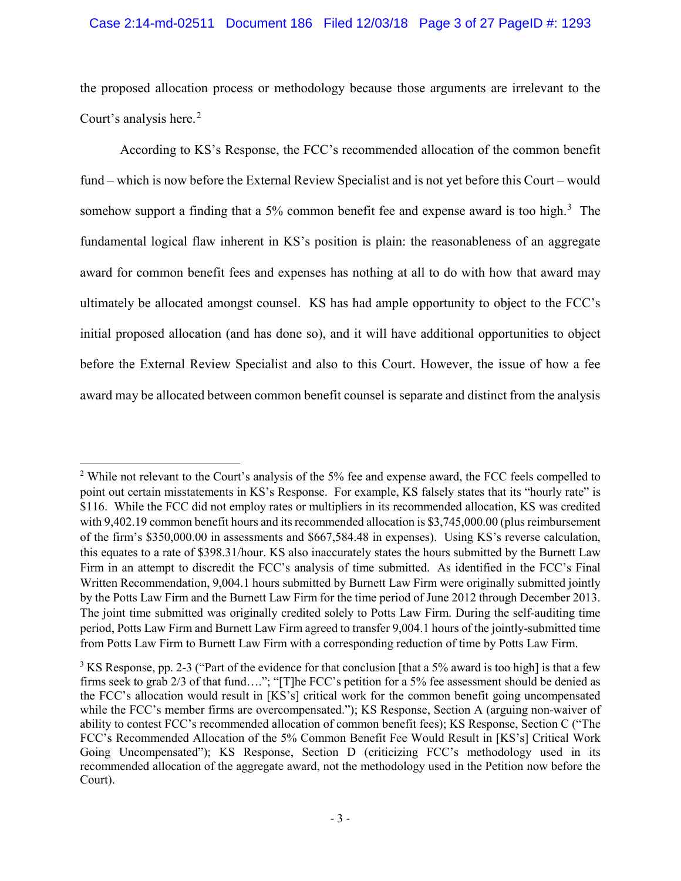the proposed allocation process or methodology because those arguments are irrelevant to the Court's analysis here.[2]

According to KS's Response, the FCC's recommended allocation of the common benefit fund – which is now before the External Review Specialist and is not yet before this Court – would somehow support a finding that a 5% common benefit fee and expense award is too high.[3] The fundamental logical flaw inherent in KS's position is plain: the reasonableness of an aggregate award for common benefit fees and expenses has nothing at all to do with how that award may ultimately be allocated amongst counsel. KS has had ample opportunity to object to the FCC's initial proposed allocation (and has done so), and it will have additional opportunities to object before the External Review Specialist and also to this Court. However, the issue of how a fee award may be allocated between common benefit counsel is separate and distinct from the analysis

---

[2] While not relevant to the Court's analysis of the 5% fee and expense award, the FCC feels compelled to point out certain misstatements in KS's Response. For example, KS falsely states that its "hourly rate" is $116. While the FCC did not employ rates or multipliers in its recommended allocation, KS was credited with 9,402.19 common benefit hours and its recommended allocation is $3,745,000.00 (plus reimbursement of the firm's $350,000.00 in assessments and $667,584.48 in expenses). Using KS's reverse calculation, this equates to a rate of $398.31/hour. KS also inaccurately states the hours submitted by the Burnett Law Firm in an attempt to discredit the FCC's analysis of time submitted. As identified in the FCC's Final Written Recommendation, 9,004.1 hours submitted by Burnett Law Firm were originally submitted jointly by the Potts Law Firm and the Burnett Law Firm for the time period of June 2012 through December 2013. The joint time submitted was originally credited solely to Potts Law Firm. During the self-auditing time period, Potts Law Firm and Burnett Law Firm agreed to transfer 9,004.1 hours of the jointly-submitted time from Potts Law Firm to Burnett Law Firm with a corresponding reduction of time by Potts Law Firm.

[3] KS Response, pp. 2-3 ("Part of the evidence for that conclusion [that a 5% award is too high] is that a few firms seek to grab 2/3 of that fund…."; "[T]he FCC's petition for a 5% fee assessment should be denied as the FCC's allocation would result in [KS's] critical work for the common benefit going uncompensated while the FCC's member firms are overcompensated."); KS Response, Section A (arguing non-waiver of ability to contest FCC's recommended allocation of common benefit fees); KS Response, Section C ("The FCC's Recommended Allocation of the 5% Common Benefit Fee Would Result in [KS's] Critical Work Going Uncompensated"); KS Response, Section D (criticizing FCC's methodology used in its recommended allocation of the aggregate award, not the methodology used in the Petition now before the Court).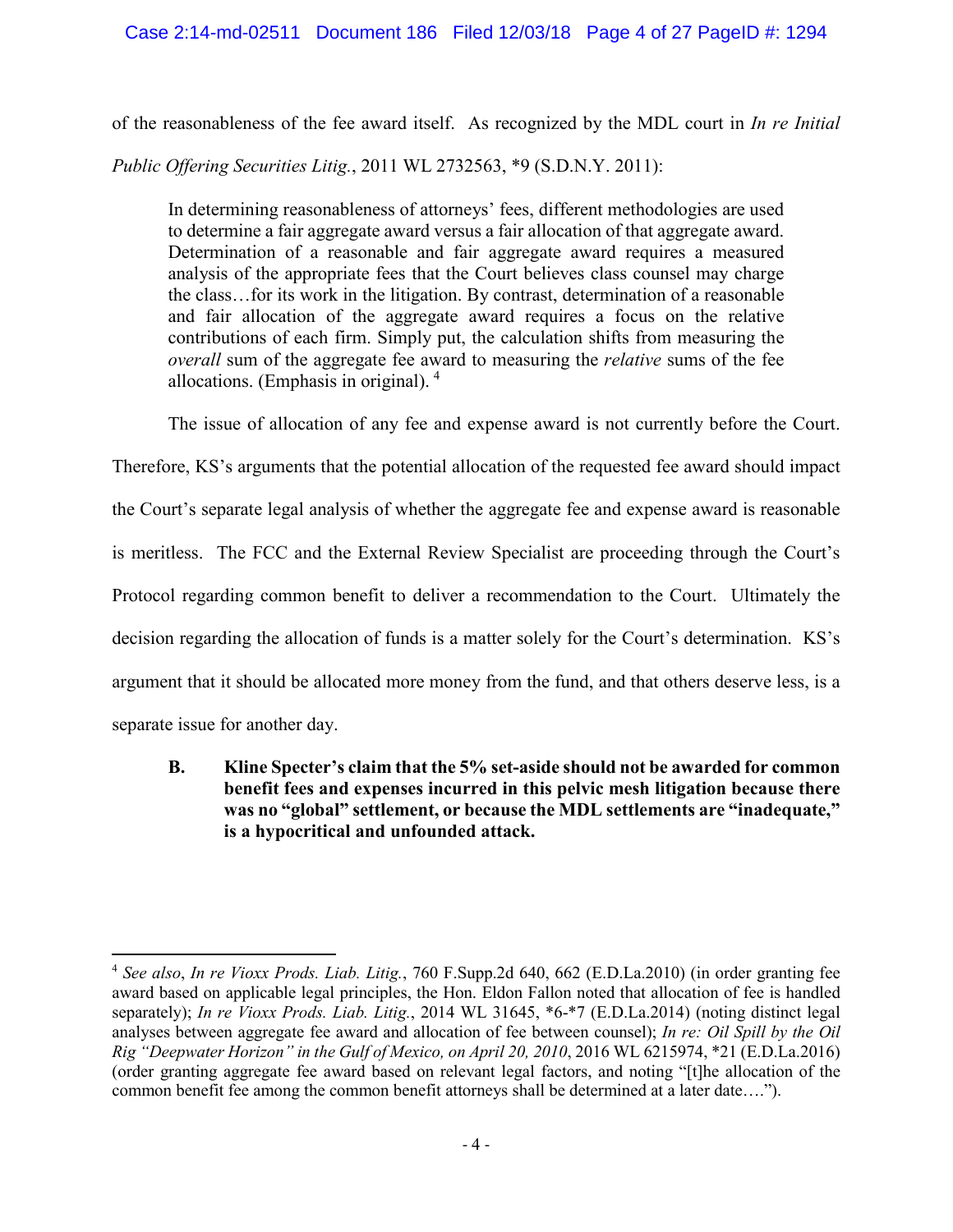of the reasonableness of the fee award itself. As recognized by the MDL court in *In re Initial Public Offering Securities Litig.*, 2011 WL 2732563, *9 (S.D.N.Y. 2011):

> In determining reasonableness of attorneys' fees, different methodologies are used to determine a fair aggregate award versus a fair allocation of that aggregate award. Determination of a reasonable and fair aggregate award requires a measured analysis of the appropriate fees that the Court believes class counsel may charge the class…for its work in the litigation. By contrast, determination of a reasonable and fair allocation of the aggregate award requires a focus on the relative contributions of each firm. Simply put, the calculation shifts from measuring the *overall* sum of the aggregate fee award to measuring the *relative* sums of the fee allocations. (Emphasis in original). [4]

The issue of allocation of any fee and expense award is not currently before the Court. Therefore, KS's arguments that the potential allocation of the requested fee award should impact the Court's separate legal analysis of whether the aggregate fee and expense award is reasonable is meritless. The FCC and the External Review Specialist are proceeding through the Court's Protocol regarding common benefit to deliver a recommendation to the Court. Ultimately the decision regarding the allocation of funds is a matter solely for the Court's determination. KS's argument that it should be allocated more money from the fund, and that others deserve less, is a separate issue for another day.

### B. Kline Specter's claim that the 5% set-aside should not be awarded for common benefit fees and expenses incurred in this pelvic mesh litigation because there was no "global" settlement, or because the MDL settlements are "inadequate," is a hypocritical and unfounded attack.

---

[4] *See also*, *In re Vioxx Prods. Liab. Litig.*, 760 F.Supp.2d 640, 662 (E.D.La.2010) (in order granting fee award based on applicable legal principles, the Hon. Eldon Fallon noted that allocation of fee is handled separately); *In re Vioxx Prods. Liab. Litig.*, 2014 WL 31645, *6-*7 (E.D.La.2014) (noting distinct legal analyses between aggregate fee award and allocation of fee between counsel); *In re: Oil Spill by the Oil Rig "Deepwater Horizon" in the Gulf of Mexico, on April 20, 2010*, 2016 WL 6215974, *21 (E.D.La.2016) (order granting aggregate fee award based on relevant legal factors, and noting "[t]he allocation of the common benefit fee among the common benefit attorneys shall be determined at a later date….").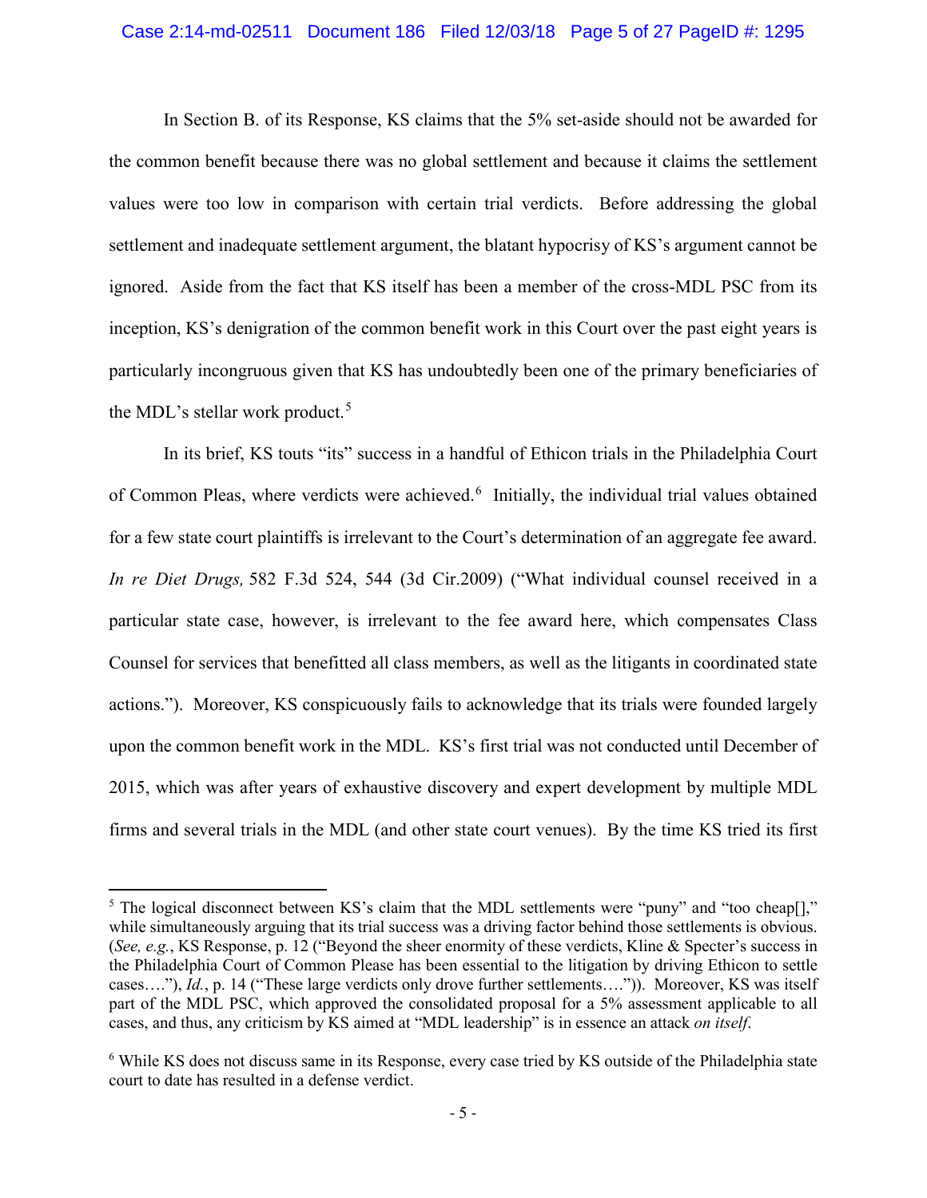In Section B. of its Response, KS claims that the 5% set-aside should not be awarded for the common benefit because there was no global settlement and because it claims the settlement values were too low in comparison with certain trial verdicts. Before addressing the global settlement and inadequate settlement argument, the blatant hypocrisy of KS's argument cannot be ignored. Aside from the fact that KS itself has been a member of the cross-MDL PSC from its inception, KS's denigration of the common benefit work in this Court over the past eight years is particularly incongruous given that KS has undoubtedly been one of the primary beneficiaries of the MDL's stellar work product.[5]

In its brief, KS touts "its" success in a handful of Ethicon trials in the Philadelphia Court of Common Pleas, where verdicts were achieved.[6] Initially, the individual trial values obtained for a few state court plaintiffs is irrelevant to the Court's determination of an aggregate fee award. *In re Diet Drugs,* 582 F.3d 524, 544 (3d Cir.2009) ("What individual counsel received in a particular state case, however, is irrelevant to the fee award here, which compensates Class Counsel for services that benefitted all class members, as well as the litigants in coordinated state actions."). Moreover, KS conspicuously fails to acknowledge that its trials were founded largely upon the common benefit work in the MDL. KS's first trial was not conducted until December of 2015, which was after years of exhaustive discovery and expert development by multiple MDL firms and several trials in the MDL (and other state court venues). By the time KS tried its first

---

[5] The logical disconnect between KS's claim that the MDL settlements were "puny" and "too cheap[]," while simultaneously arguing that its trial success was a driving factor behind those settlements is obvious. (*See, e.g.*, KS Response, p. 12 ("Beyond the sheer enormity of these verdicts, Kline & Specter's success in the Philadelphia Court of Common Please has been essential to the litigation by driving Ethicon to settle cases…."), *Id.*, p. 14 ("These large verdicts only drove further settlements….")). Moreover, KS was itself part of the MDL PSC, which approved the consolidated proposal for a 5% assessment applicable to all cases, and thus, any criticism by KS aimed at "MDL leadership" is in essence an attack *on itself*.

[6] While KS does not discuss same in its Response, every case tried by KS outside of the Philadelphia state court to date has resulted in a defense verdict.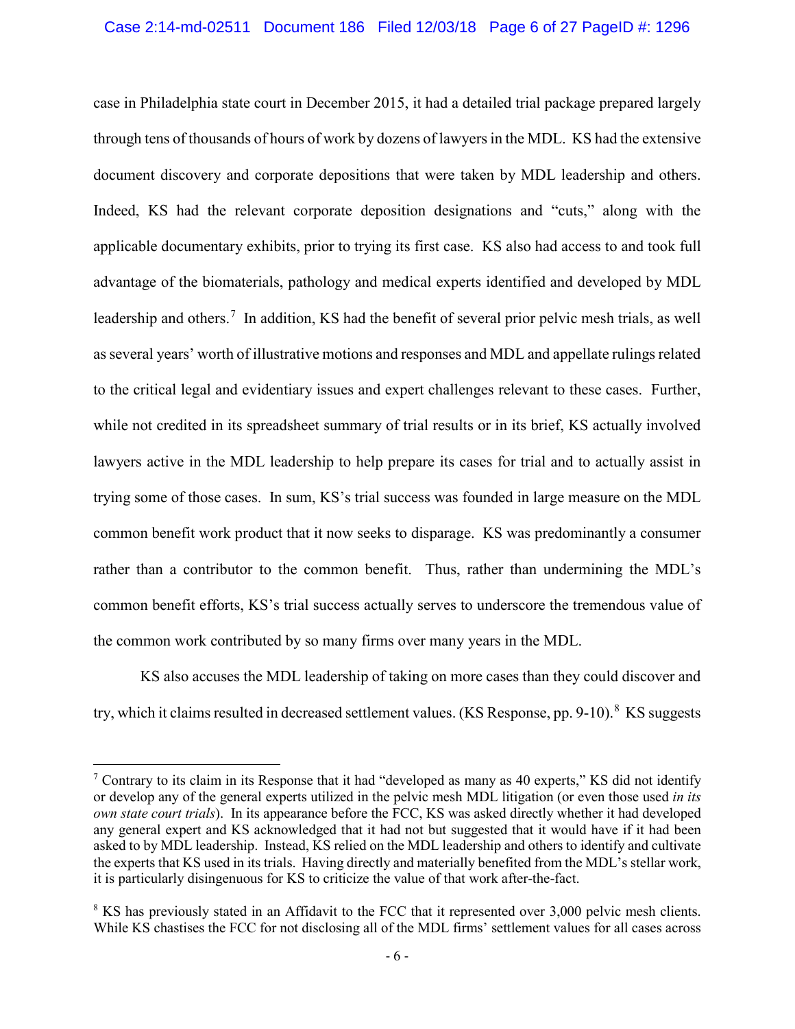case in Philadelphia state court in December 2015, it had a detailed trial package prepared largely through tens of thousands of hours of work by dozens of lawyers in the MDL. KS had the extensive document discovery and corporate depositions that were taken by MDL leadership and others. Indeed, KS had the relevant corporate deposition designations and "cuts," along with the applicable documentary exhibits, prior to trying its first case. KS also had access to and took full advantage of the biomaterials, pathology and medical experts identified and developed by MDL leadership and others.[7] In addition, KS had the benefit of several prior pelvic mesh trials, as well as several years' worth of illustrative motions and responses and MDL and appellate rulings related to the critical legal and evidentiary issues and expert challenges relevant to these cases. Further, while not credited in its spreadsheet summary of trial results or in its brief, KS actually involved lawyers active in the MDL leadership to help prepare its cases for trial and to actually assist in trying some of those cases. In sum, KS's trial success was founded in large measure on the MDL common benefit work product that it now seeks to disparage. KS was predominantly a consumer rather than a contributor to the common benefit. Thus, rather than undermining the MDL's common benefit efforts, KS's trial success actually serves to underscore the tremendous value of the common work contributed by so many firms over many years in the MDL.

KS also accuses the MDL leadership of taking on more cases than they could discover and try, which it claims resulted in decreased settlement values. (KS Response, pp. 9-10).[8] KS suggests

---

[7] Contrary to its claim in its Response that it had "developed as many as 40 experts," KS did not identify or develop any of the general experts utilized in the pelvic mesh MDL litigation (or even those used *in its own state court trials*). In its appearance before the FCC, KS was asked directly whether it had developed any general expert and KS acknowledged that it had not but suggested that it would have if it had been asked to by MDL leadership. Instead, KS relied on the MDL leadership and others to identify and cultivate the experts that KS used in its trials. Having directly and materially benefited from the MDL's stellar work, it is particularly disingenuous for KS to criticize the value of that work after-the-fact.

[8] KS has previously stated in an Affidavit to the FCC that it represented over 3,000 pelvic mesh clients. While KS chastises the FCC for not disclosing all of the MDL firms' settlement values for all cases across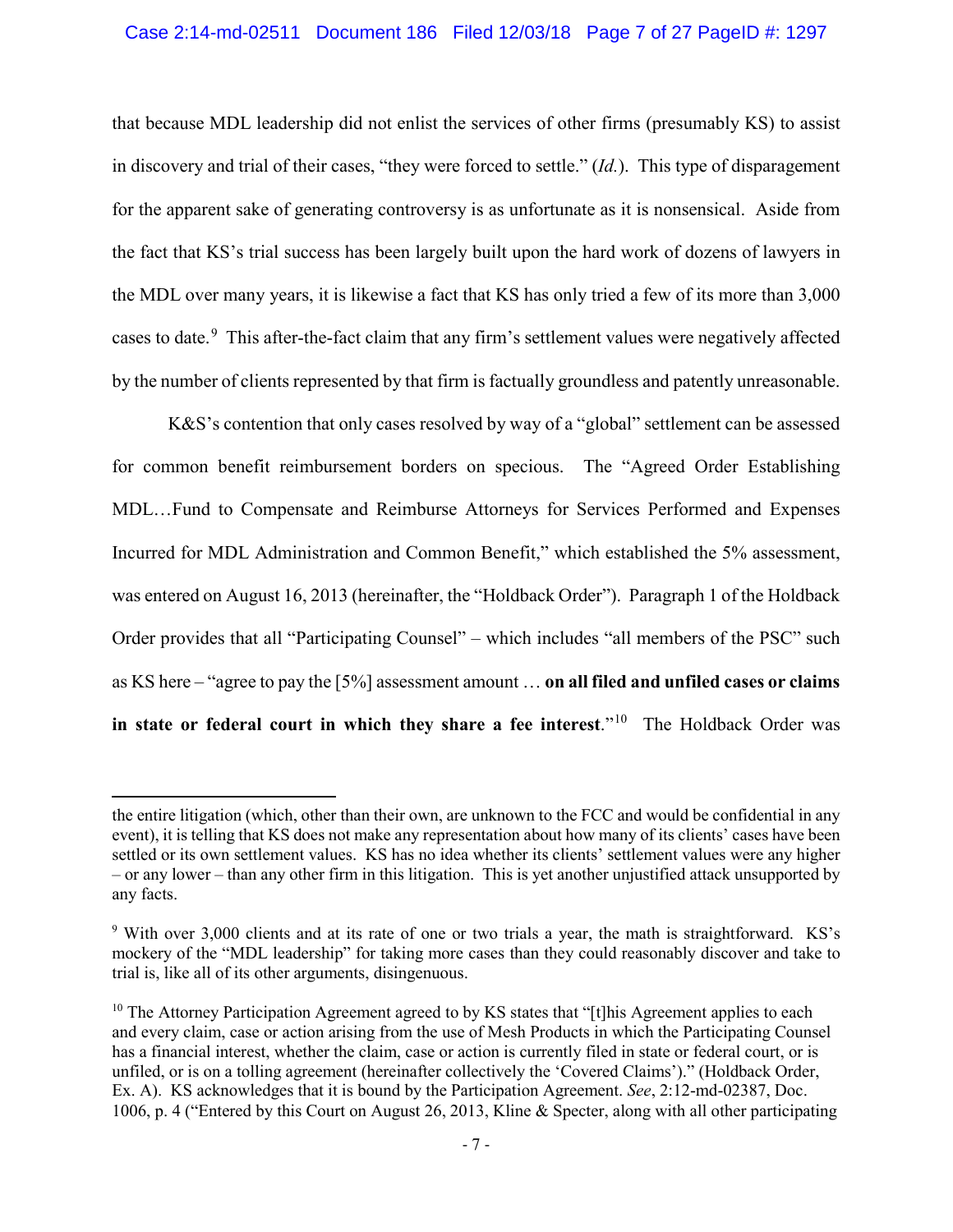that because MDL leadership did not enlist the services of other firms (presumably KS) to assist in discovery and trial of their cases, "they were forced to settle." (*Id.*). This type of disparagement for the apparent sake of generating controversy is as unfortunate as it is nonsensical. Aside from the fact that KS's trial success has been largely built upon the hard work of dozens of lawyers in the MDL over many years, it is likewise a fact that KS has only tried a few of its more than 3,000 cases to date.[9] This after-the-fact claim that any firm's settlement values were negatively affected by the number of clients represented by that firm is factually groundless and patently unreasonable.

K&S's contention that only cases resolved by way of a "global" settlement can be assessed for common benefit reimbursement borders on specious. The "Agreed Order Establishing MDL…Fund to Compensate and Reimburse Attorneys for Services Performed and Expenses Incurred for MDL Administration and Common Benefit," which established the 5% assessment, was entered on August 16, 2013 (hereinafter, the "Holdback Order"). Paragraph 1 of the Holdback Order provides that all "Participating Counsel" – which includes "all members of the PSC" such as KS here – "agree to pay the [5%] assessment amount … **on all filed and unfiled cases or claims in state or federal court in which they share a fee interest**."[10] The Holdback Order was

---

the entire litigation (which, other than their own, are unknown to the FCC and would be confidential in any event), it is telling that KS does not make any representation about how many of its clients' cases have been settled or its own settlement values. KS has no idea whether its clients' settlement values were any higher – or any lower – than any other firm in this litigation. This is yet another unjustified attack unsupported by any facts.

[9] With over 3,000 clients and at its rate of one or two trials a year, the math is straightforward. KS's mockery of the "MDL leadership" for taking more cases than they could reasonably discover and take to trial is, like all of its other arguments, disingenuous.

[10] The Attorney Participation Agreement agreed to by KS states that "[t]his Agreement applies to each and every claim, case or action arising from the use of Mesh Products in which the Participating Counsel has a financial interest, whether the claim, case or action is currently filed in state or federal court, or is unfiled, or is on a tolling agreement (hereinafter collectively the 'Covered Claims')." (Holdback Order, Ex. A). KS acknowledges that it is bound by the Participation Agreement. *See*, 2:12-md-02387, Doc. 1006, p. 4 ("Entered by this Court on August 26, 2013, Kline & Specter, along with all other participating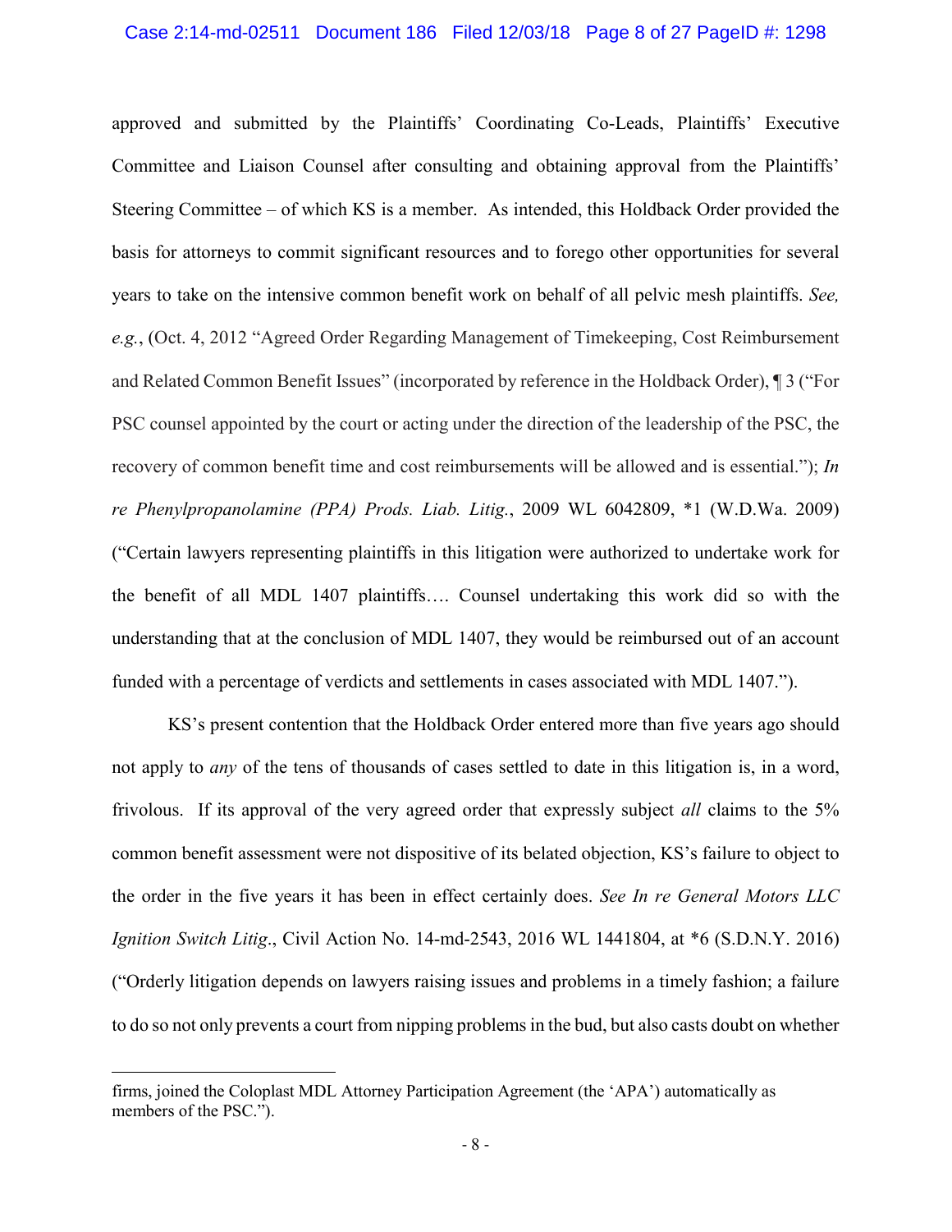approved and submitted by the Plaintiffs' Coordinating Co-Leads, Plaintiffs' Executive Committee and Liaison Counsel after consulting and obtaining approval from the Plaintiffs' Steering Committee – of which KS is a member. As intended, this Holdback Order provided the basis for attorneys to commit significant resources and to forego other opportunities for several years to take on the intensive common benefit work on behalf of all pelvic mesh plaintiffs. *See, e.g.*, (Oct. 4, 2012 "Agreed Order Regarding Management of Timekeeping, Cost Reimbursement and Related Common Benefit Issues" (incorporated by reference in the Holdback Order), ¶ 3 ("For PSC counsel appointed by the court or acting under the direction of the leadership of the PSC, the recovery of common benefit time and cost reimbursements will be allowed and is essential."); *In re Phenylpropanolamine (PPA) Prods. Liab. Litig.*, 2009 WL 6042809, *1 (W.D.Wa. 2009) ("Certain lawyers representing plaintiffs in this litigation were authorized to undertake work for the benefit of all MDL 1407 plaintiffs…. Counsel undertaking this work did so with the understanding that at the conclusion of MDL 1407, they would be reimbursed out of an account funded with a percentage of verdicts and settlements in cases associated with MDL 1407.").

KS's present contention that the Holdback Order entered more than five years ago should not apply to *any* of the tens of thousands of cases settled to date in this litigation is, in a word, frivolous. If its approval of the very agreed order that expressly subject *all* claims to the 5% common benefit assessment were not dispositive of its belated objection, KS's failure to object to the order in the five years it has been in effect certainly does. *See In re General Motors LLC Ignition Switch Litig*., Civil Action No. 14-md-2543, 2016 WL 1441804, at *6 (S.D.N.Y. 2016) ("Orderly litigation depends on lawyers raising issues and problems in a timely fashion; a failure to do so not only prevents a court from nipping problems in the bud, but also casts doubt on whether

---

firms, joined the Coloplast MDL Attorney Participation Agreement (the 'APA') automatically as members of the PSC.").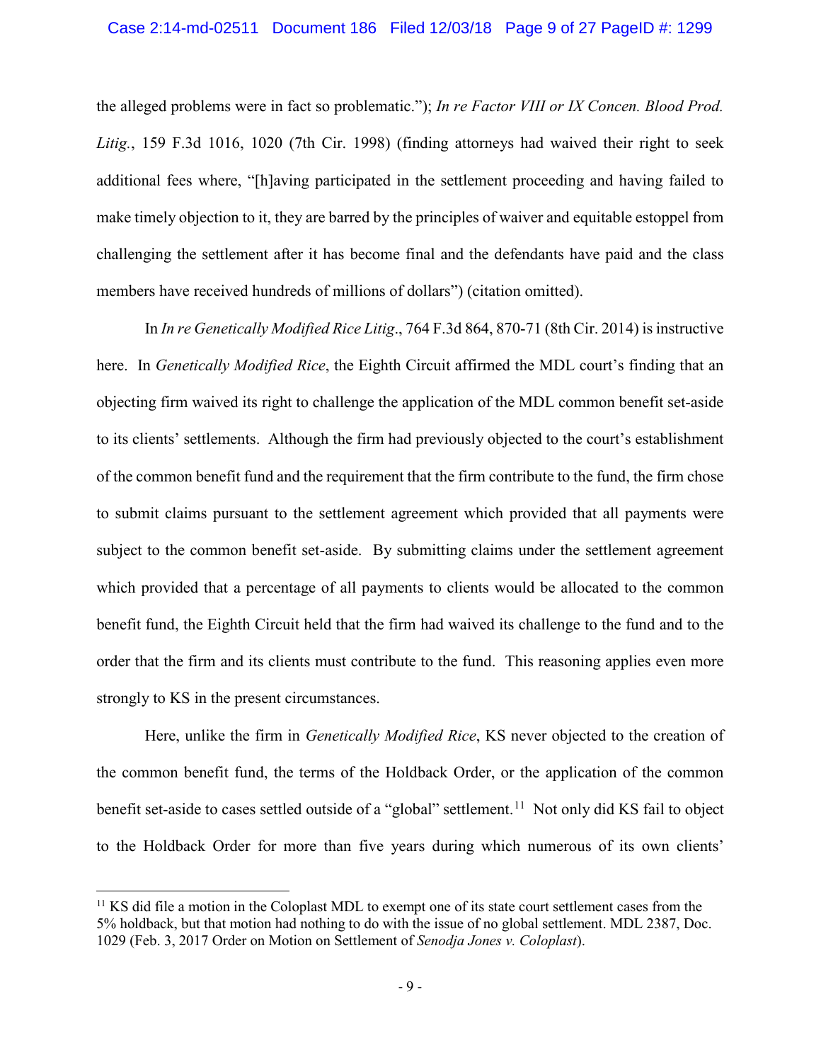the alleged problems were in fact so problematic."); *In re Factor VIII or IX Concen. Blood Prod. Litig.*, 159 F.3d 1016, 1020 (7th Cir. 1998) (finding attorneys had waived their right to seek additional fees where, "[h]aving participated in the settlement proceeding and having failed to make timely objection to it, they are barred by the principles of waiver and equitable estoppel from challenging the settlement after it has become final and the defendants have paid and the class members have received hundreds of millions of dollars") (citation omitted).

In *In re Genetically Modified Rice Litig*., 764 F.3d 864, 870-71 (8th Cir. 2014) is instructive here. In *Genetically Modified Rice*, the Eighth Circuit affirmed the MDL court's finding that an objecting firm waived its right to challenge the application of the MDL common benefit set-aside to its clients' settlements. Although the firm had previously objected to the court's establishment of the common benefit fund and the requirement that the firm contribute to the fund, the firm chose to submit claims pursuant to the settlement agreement which provided that all payments were subject to the common benefit set-aside. By submitting claims under the settlement agreement which provided that a percentage of all payments to clients would be allocated to the common benefit fund, the Eighth Circuit held that the firm had waived its challenge to the fund and to the order that the firm and its clients must contribute to the fund. This reasoning applies even more strongly to KS in the present circumstances.

Here, unlike the firm in *Genetically Modified Rice*, KS never objected to the creation of the common benefit fund, the terms of the Holdback Order, or the application of the common benefit set-aside to cases settled outside of a "global" settlement.[11] Not only did KS fail to object to the Holdback Order for more than five years during which numerous of its own clients'

[11] KS did file a motion in the Coloplast MDL to exempt one of its state court settlement cases from the 5% holdback, but that motion had nothing to do with the issue of no global settlement. MDL 2387, Doc. 1029 (Feb. 3, 2017 Order on Motion on Settlement of *Senodja Jones v. Coloplast*).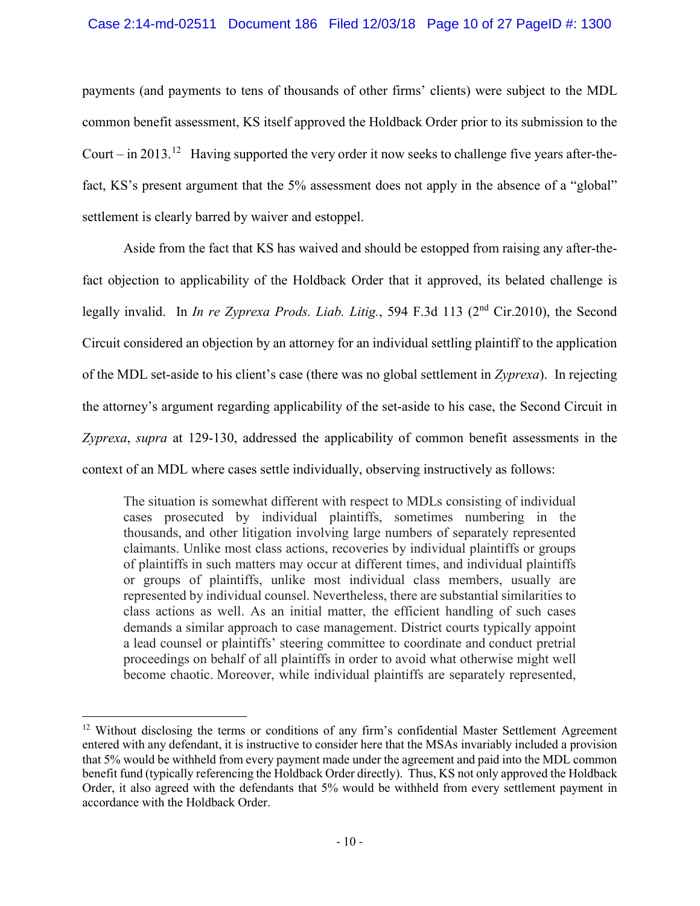payments (and payments to tens of thousands of other firms' clients) were subject to the MDL common benefit assessment, KS itself approved the Holdback Order prior to its submission to the Court – in 2013.[12] Having supported the very order it now seeks to challenge five years after-the-fact, KS's present argument that the 5% assessment does not apply in the absence of a "global" settlement is clearly barred by waiver and estoppel.

Aside from the fact that KS has waived and should be estopped from raising any after-the-fact objection to applicability of the Holdback Order that it approved, its belated challenge is legally invalid. In *In re Zyprexa Prods. Liab. Litig.*, 594 F.3d 113 (2nd Cir.2010), the Second Circuit considered an objection by an attorney for an individual settling plaintiff to the application of the MDL set-aside to his client's case (there was no global settlement in *Zyprexa*). In rejecting the attorney's argument regarding applicability of the set-aside to his case, the Second Circuit in *Zyprexa*, *supra* at 129-130, addressed the applicability of common benefit assessments in the context of an MDL where cases settle individually, observing instructively as follows:

> The situation is somewhat different with respect to MDLs consisting of individual cases prosecuted by individual plaintiffs, sometimes numbering in the thousands, and other litigation involving large numbers of separately represented claimants. Unlike most class actions, recoveries by individual plaintiffs or groups of plaintiffs in such matters may occur at different times, and individual plaintiffs or groups of plaintiffs, unlike most individual class members, usually are represented by individual counsel. Nevertheless, there are substantial similarities to class actions as well. As an initial matter, the efficient handling of such cases demands a similar approach to case management. District courts typically appoint a lead counsel or plaintiffs' steering committee to coordinate and conduct pretrial proceedings on behalf of all plaintiffs in order to avoid what otherwise might well become chaotic. Moreover, while individual plaintiffs are separately represented,

---

[12] Without disclosing the terms or conditions of any firm's confidential Master Settlement Agreement entered with any defendant, it is instructive to consider here that the MSAs invariably included a provision that 5% would be withheld from every payment made under the agreement and paid into the MDL common benefit fund (typically referencing the Holdback Order directly). Thus, KS not only approved the Holdback Order, it also agreed with the defendants that 5% would be withheld from every settlement payment in accordance with the Holdback Order.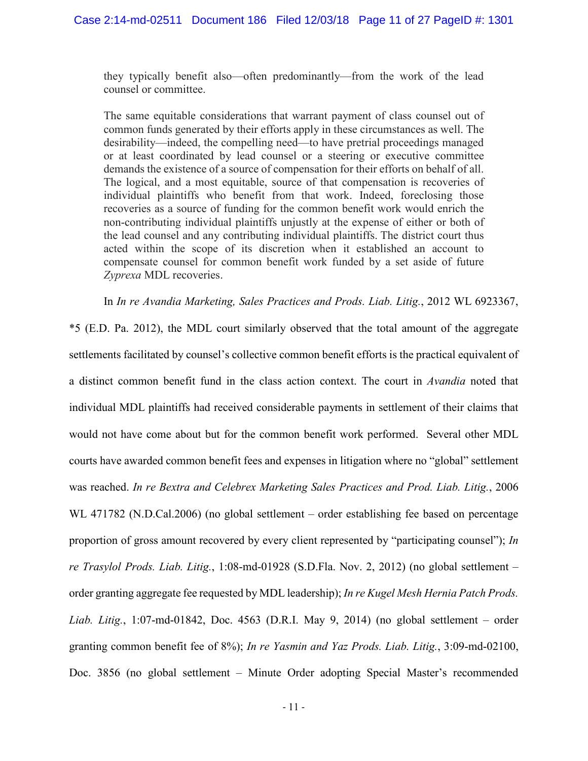> they typically benefit also—often predominantly—from the work of the lead counsel or committee.
>
> The same equitable considerations that warrant payment of class counsel out of common funds generated by their efforts apply in these circumstances as well. The desirability—indeed, the compelling need—to have pretrial proceedings managed or at least coordinated by lead counsel or a steering or executive committee demands the existence of a source of compensation for their efforts on behalf of all. The logical, and a most equitable, source of that compensation is recoveries of individual plaintiffs who benefit from that work. Indeed, foreclosing those recoveries as a source of funding for the common benefit work would enrich the non-contributing individual plaintiffs unjustly at the expense of either or both of the lead counsel and any contributing individual plaintiffs. The district court thus acted within the scope of its discretion when it established an account to compensate counsel for common benefit work funded by a set aside of future *Zyprexa* MDL recoveries.

In *In re Avandia Marketing, Sales Practices and Prods. Liab. Litig.*, 2012 WL 6923367, *5 (E.D. Pa. 2012), the MDL court similarly observed that the total amount of the aggregate settlements facilitated by counsel's collective common benefit efforts is the practical equivalent of a distinct common benefit fund in the class action context. The court in *Avandia* noted that individual MDL plaintiffs had received considerable payments in settlement of their claims that would not have come about but for the common benefit work performed. Several other MDL courts have awarded common benefit fees and expenses in litigation where no "global" settlement was reached. *In re Bextra and Celebrex Marketing Sales Practices and Prod. Liab. Litig.*, 2006 WL 471782 (N.D.Cal.2006) (no global settlement – order establishing fee based on percentage proportion of gross amount recovered by every client represented by "participating counsel"); *In re Trasylol Prods. Liab. Litig.*, 1:08-md-01928 (S.D.Fla. Nov. 2, 2012) (no global settlement – order granting aggregate fee requested by MDL leadership); *In re Kugel Mesh Hernia Patch Prods. Liab. Litig.*, 1:07-md-01842, Doc. 4563 (D.R.I. May 9, 2014) (no global settlement – order granting common benefit fee of 8%); *In re Yasmin and Yaz Prods. Liab. Litig.*, 3:09-md-02100, Doc. 3856 (no global settlement – Minute Order adopting Special Master's recommended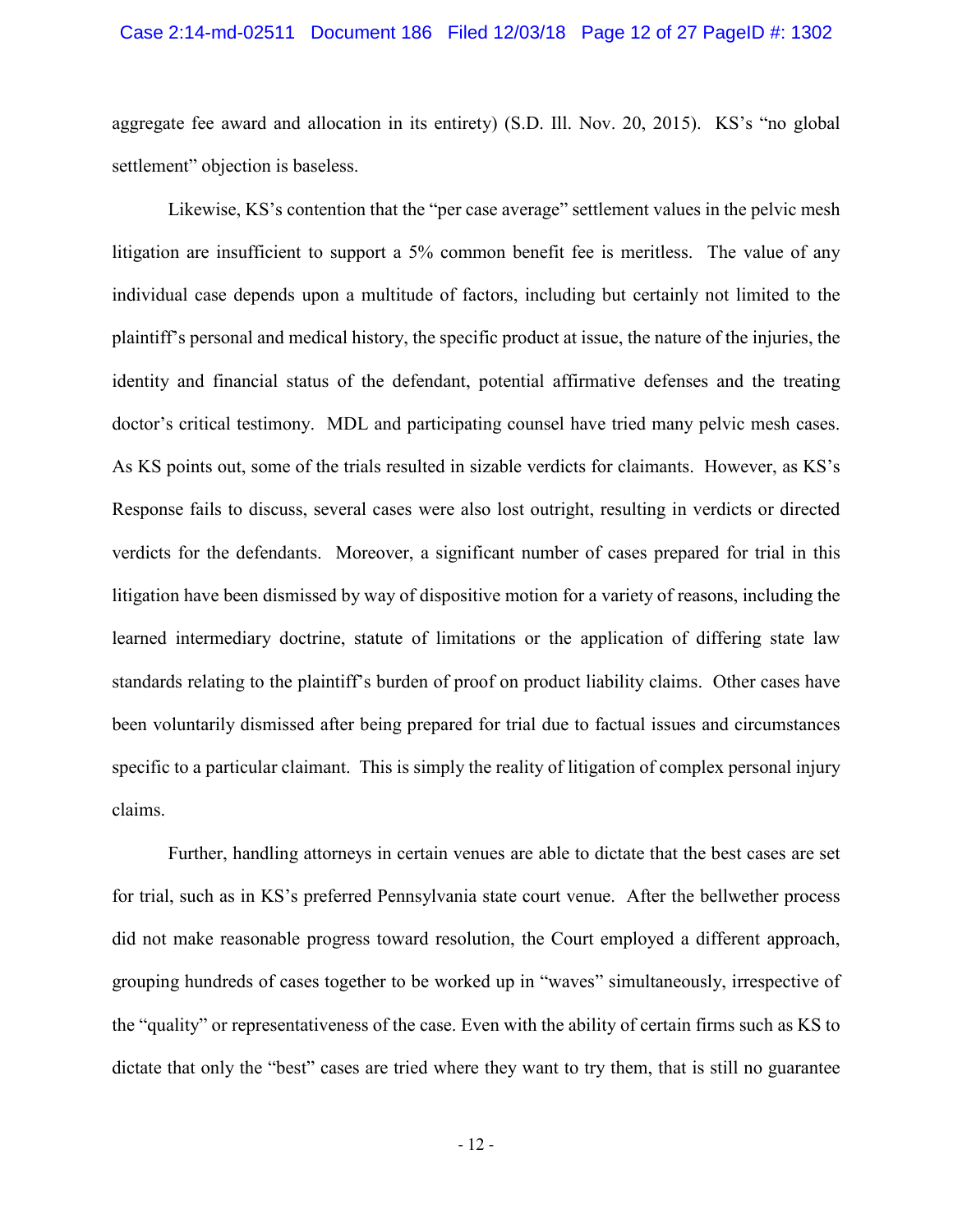aggregate fee award and allocation in its entirety) (S.D. Ill. Nov. 20, 2015). KS's "no global settlement" objection is baseless.

Likewise, KS's contention that the "per case average" settlement values in the pelvic mesh litigation are insufficient to support a 5% common benefit fee is meritless. The value of any individual case depends upon a multitude of factors, including but certainly not limited to the plaintiff's personal and medical history, the specific product at issue, the nature of the injuries, the identity and financial status of the defendant, potential affirmative defenses and the treating doctor's critical testimony. MDL and participating counsel have tried many pelvic mesh cases. As KS points out, some of the trials resulted in sizable verdicts for claimants. However, as KS's Response fails to discuss, several cases were also lost outright, resulting in verdicts or directed verdicts for the defendants. Moreover, a significant number of cases prepared for trial in this litigation have been dismissed by way of dispositive motion for a variety of reasons, including the learned intermediary doctrine, statute of limitations or the application of differing state law standards relating to the plaintiff's burden of proof on product liability claims. Other cases have been voluntarily dismissed after being prepared for trial due to factual issues and circumstances specific to a particular claimant. This is simply the reality of litigation of complex personal injury claims.

Further, handling attorneys in certain venues are able to dictate that the best cases are set for trial, such as in KS's preferred Pennsylvania state court venue. After the bellwether process did not make reasonable progress toward resolution, the Court employed a different approach, grouping hundreds of cases together to be worked up in "waves" simultaneously, irrespective of the "quality" or representativeness of the case. Even with the ability of certain firms such as KS to dictate that only the "best" cases are tried where they want to try them, that is still no guarantee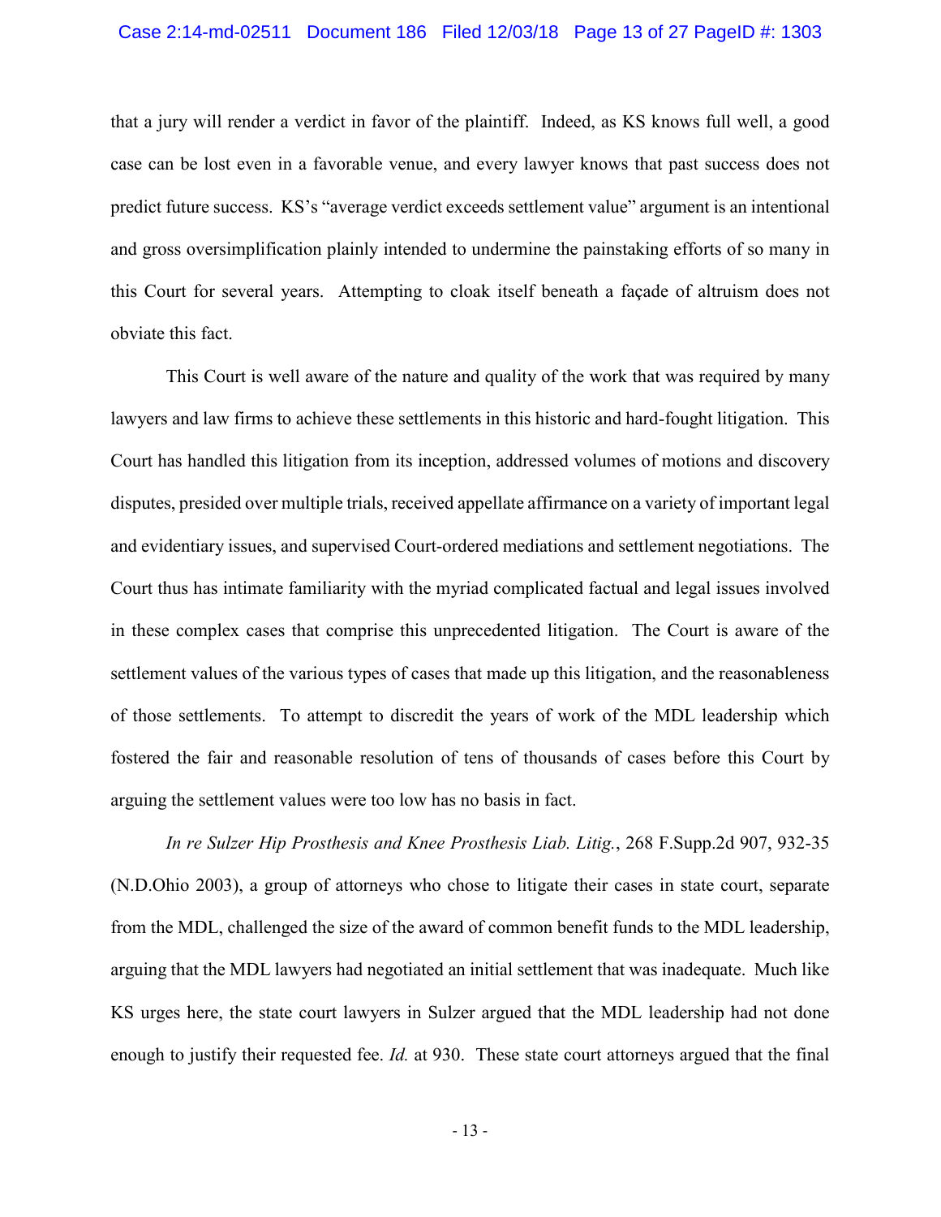that a jury will render a verdict in favor of the plaintiff. Indeed, as KS knows full well, a good case can be lost even in a favorable venue, and every lawyer knows that past success does not predict future success. KS's "average verdict exceeds settlement value" argument is an intentional and gross oversimplification plainly intended to undermine the painstaking efforts of so many in this Court for several years. Attempting to cloak itself beneath a façade of altruism does not obviate this fact.

This Court is well aware of the nature and quality of the work that was required by many lawyers and law firms to achieve these settlements in this historic and hard-fought litigation. This Court has handled this litigation from its inception, addressed volumes of motions and discovery disputes, presided over multiple trials, received appellate affirmance on a variety of important legal and evidentiary issues, and supervised Court-ordered mediations and settlement negotiations. The Court thus has intimate familiarity with the myriad complicated factual and legal issues involved in these complex cases that comprise this unprecedented litigation. The Court is aware of the settlement values of the various types of cases that made up this litigation, and the reasonableness of those settlements. To attempt to discredit the years of work of the MDL leadership which fostered the fair and reasonable resolution of tens of thousands of cases before this Court by arguing the settlement values were too low has no basis in fact.

*In re Sulzer Hip Prosthesis and Knee Prosthesis Liab. Litig.*, 268 F.Supp.2d 907, 932-35 (N.D.Ohio 2003), a group of attorneys who chose to litigate their cases in state court, separate from the MDL, challenged the size of the award of common benefit funds to the MDL leadership, arguing that the MDL lawyers had negotiated an initial settlement that was inadequate. Much like KS urges here, the state court lawyers in Sulzer argued that the MDL leadership had not done enough to justify their requested fee. *Id.* at 930. These state court attorneys argued that the final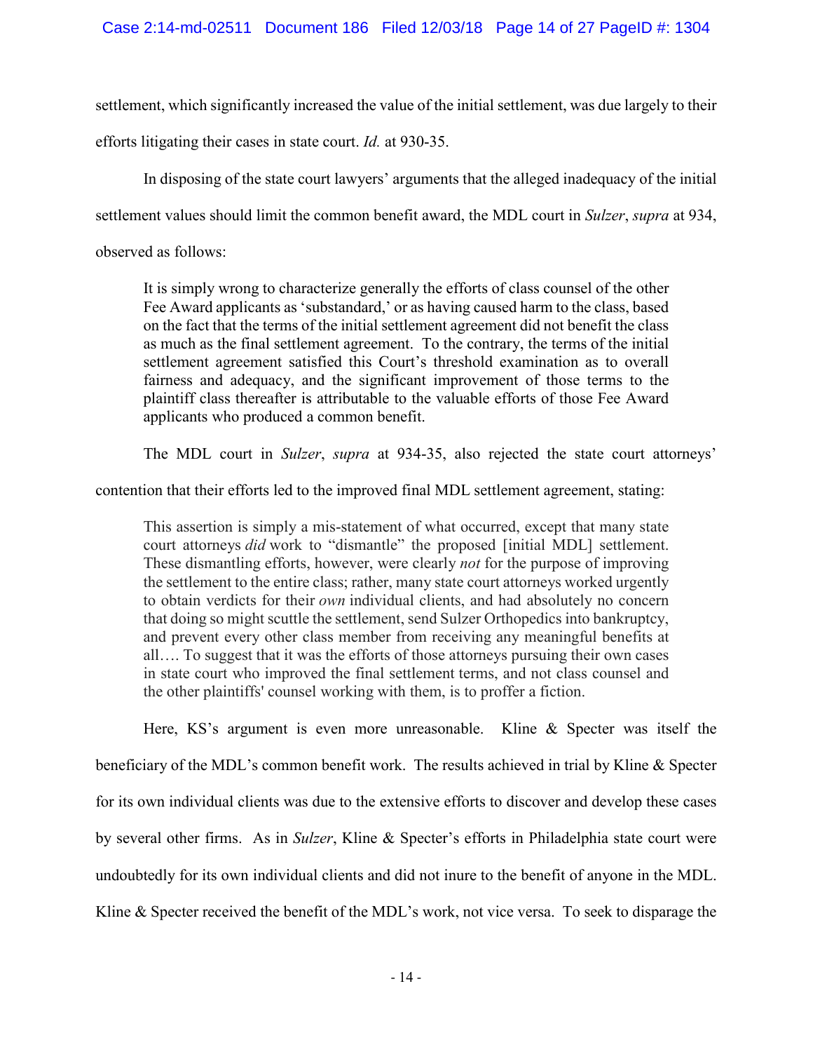settlement, which significantly increased the value of the initial settlement, was due largely to their efforts litigating their cases in state court. *Id.* at 930-35.

In disposing of the state court lawyers' arguments that the alleged inadequacy of the initial settlement values should limit the common benefit award, the MDL court in *Sulzer*, *supra* at 934, observed as follows:

> It is simply wrong to characterize generally the efforts of class counsel of the other Fee Award applicants as 'substandard,' or as having caused harm to the class, based on the fact that the terms of the initial settlement agreement did not benefit the class as much as the final settlement agreement. To the contrary, the terms of the initial settlement agreement satisfied this Court's threshold examination as to overall fairness and adequacy, and the significant improvement of those terms to the plaintiff class thereafter is attributable to the valuable efforts of those Fee Award applicants who produced a common benefit.

The MDL court in *Sulzer*, *supra* at 934-35, also rejected the state court attorneys' contention that their efforts led to the improved final MDL settlement agreement, stating:

> This assertion is simply a mis-statement of what occurred, except that many state court attorneys *did* work to "dismantle" the proposed [initial MDL] settlement. These dismantling efforts, however, were clearly *not* for the purpose of improving the settlement to the entire class; rather, many state court attorneys worked urgently to obtain verdicts for their *own* individual clients, and had absolutely no concern that doing so might scuttle the settlement, send Sulzer Orthopedics into bankruptcy, and prevent every other class member from receiving any meaningful benefits at all…. To suggest that it was the efforts of those attorneys pursuing their own cases in state court who improved the final settlement terms, and not class counsel and the other plaintiffs' counsel working with them, is to proffer a fiction.

Here, KS's argument is even more unreasonable. Kline & Specter was itself the beneficiary of the MDL's common benefit work. The results achieved in trial by Kline & Specter for its own individual clients was due to the extensive efforts to discover and develop these cases by several other firms. As in *Sulzer*, Kline & Specter's efforts in Philadelphia state court were undoubtedly for its own individual clients and did not inure to the benefit of anyone in the MDL. Kline & Specter received the benefit of the MDL's work, not vice versa. To seek to disparage the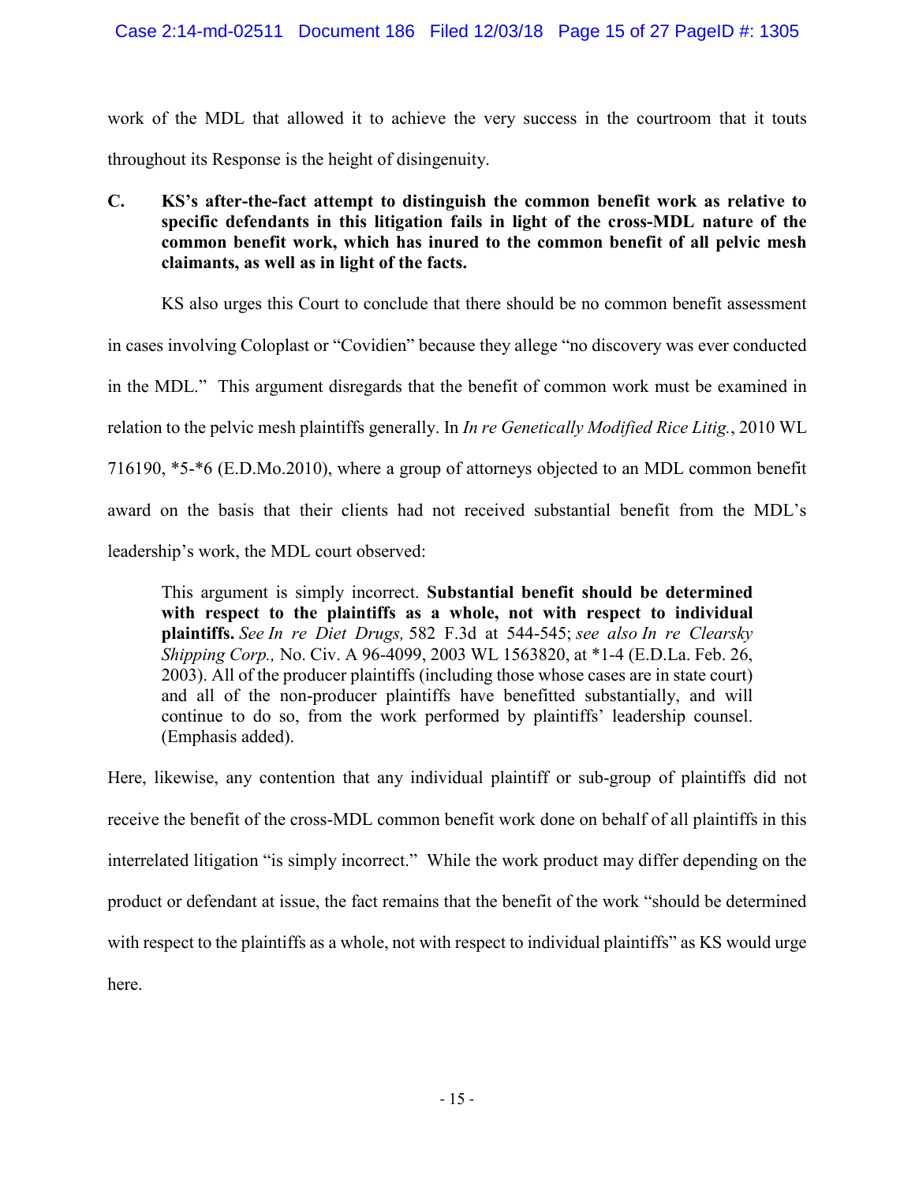work of the MDL that allowed it to achieve the very success in the courtroom that it touts throughout its Response is the height of disingenuity.

**C. KS's after-the-fact attempt to distinguish the common benefit work as relative to specific defendants in this litigation fails in light of the cross-MDL nature of the common benefit work, which has inured to the common benefit of all pelvic mesh claimants, as well as in light of the facts.**

KS also urges this Court to conclude that there should be no common benefit assessment in cases involving Coloplast or "Covidien" because they allege "no discovery was ever conducted in the MDL." This argument disregards that the benefit of common work must be examined in relation to the pelvic mesh plaintiffs generally. In *In re Genetically Modified Rice Litig.*, 2010 WL 716190, *5-*6 (E.D.Mo.2010), where a group of attorneys objected to an MDL common benefit award on the basis that their clients had not received substantial benefit from the MDL's leadership's work, the MDL court observed:

> This argument is simply incorrect. **Substantial benefit should be determined with respect to the plaintiffs as a whole, not with respect to individual plaintiffs.** *See In re Diet Drugs,* 582 F.3d at 544-545; *see also In re Clearsky Shipping Corp.,* No. Civ. A 96-4099, 2003 WL 1563820, at *1-4 (E.D.La. Feb. 26, 2003). All of the producer plaintiffs (including those whose cases are in state court) and all of the non-producer plaintiffs have benefitted substantially, and will continue to do so, from the work performed by plaintiffs' leadership counsel. (Emphasis added).

Here, likewise, any contention that any individual plaintiff or sub-group of plaintiffs did not receive the benefit of the cross-MDL common benefit work done on behalf of all plaintiffs in this interrelated litigation "is simply incorrect." While the work product may differ depending on the product or defendant at issue, the fact remains that the benefit of the work "should be determined with respect to the plaintiffs as a whole, not with respect to individual plaintiffs" as KS would urge here.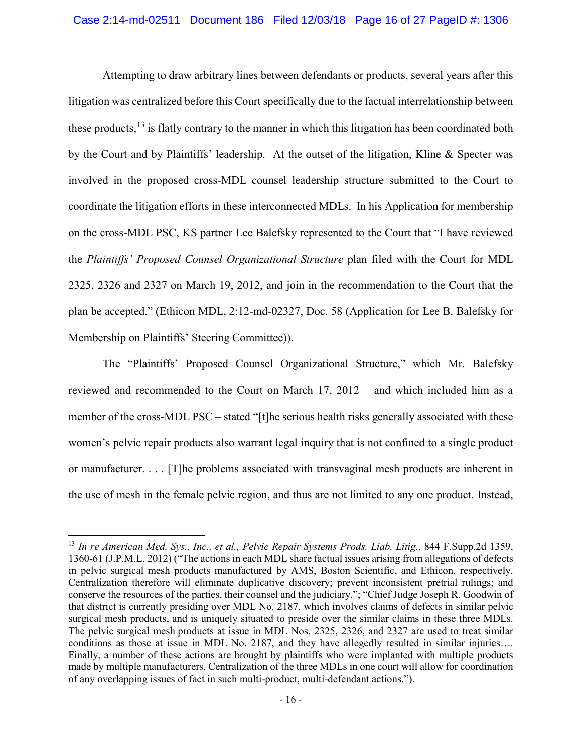Attempting to draw arbitrary lines between defendants or products, several years after this litigation was centralized before this Court specifically due to the factual interrelationship between these products,[13] is flatly contrary to the manner in which this litigation has been coordinated both by the Court and by Plaintiffs' leadership. At the outset of the litigation, Kline & Specter was involved in the proposed cross-MDL counsel leadership structure submitted to the Court to coordinate the litigation efforts in these interconnected MDLs. In his Application for membership on the cross-MDL PSC, KS partner Lee Balefsky represented to the Court that "I have reviewed the *Plaintiffs' Proposed Counsel Organizational Structure* plan filed with the Court for MDL 2325, 2326 and 2327 on March 19, 2012, and join in the recommendation to the Court that the plan be accepted." (Ethicon MDL, 2:12-md-02327, Doc. 58 (Application for Lee B. Balefsky for Membership on Plaintiffs' Steering Committee)).

The "Plaintiffs' Proposed Counsel Organizational Structure," which Mr. Balefsky reviewed and recommended to the Court on March 17, 2012 – and which included him as a member of the cross-MDL PSC – stated "[t]he serious health risks generally associated with these women's pelvic repair products also warrant legal inquiry that is not confined to a single product or manufacturer. . . . [T]he problems associated with transvaginal mesh products are inherent in the use of mesh in the female pelvic region, and thus are not limited to any one product. Instead,

---

[13] *In re American Med. Sys., Inc., et al., Pelvic Repair Systems Prods. Liab. Litig.*, 844 F.Supp.2d 1359, 1360-61 (J.P.M.L. 2012) ("The actions in each MDL share factual issues arising from allegations of defects in pelvic surgical mesh products manufactured by AMS, Boston Scientific, and Ethicon, respectively. Centralization therefore will eliminate duplicative discovery; prevent inconsistent pretrial rulings; and conserve the resources of the parties, their counsel and the judiciary."; "Chief Judge Joseph R. Goodwin of that district is currently presiding over MDL No. 2187, which involves claims of defects in similar pelvic surgical mesh products, and is uniquely situated to preside over the similar claims in these three MDLs. The pelvic surgical mesh products at issue in MDL Nos. 2325, 2326, and 2327 are used to treat similar conditions as those at issue in MDL No. 2187, and they have allegedly resulted in similar injuries…. Finally, a number of these actions are brought by plaintiffs who were implanted with multiple products made by multiple manufacturers. Centralization of the three MDLs in one court will allow for coordination of any overlapping issues of fact in such multi-product, multi-defendant actions.").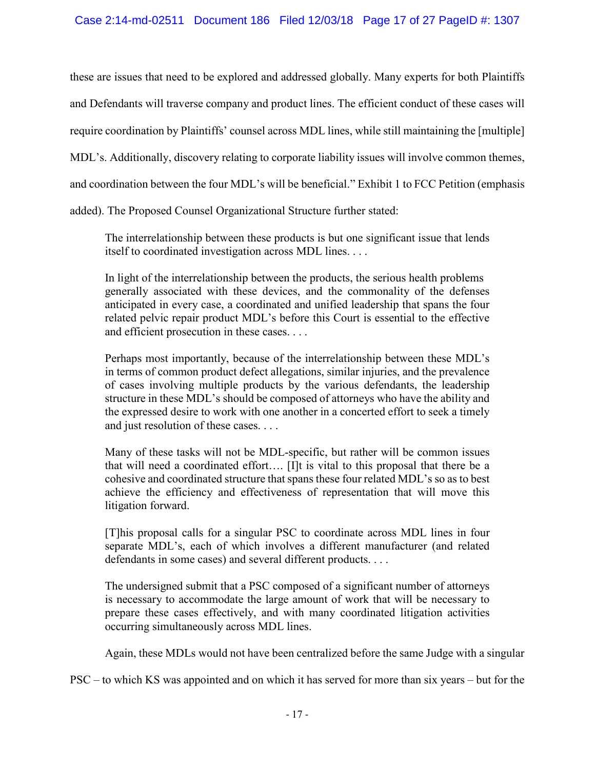these are issues that need to be explored and addressed globally. Many experts for both Plaintiffs and Defendants will traverse company and product lines. The efficient conduct of these cases will require coordination by Plaintiffs' counsel across MDL lines, while still maintaining the [multiple] MDL's. Additionally, discovery relating to corporate liability issues will involve common themes, and coordination between the four MDL's will be beneficial." Exhibit 1 to FCC Petition (emphasis added). The Proposed Counsel Organizational Structure further stated:

> The interrelationship between these products is but one significant issue that lends itself to coordinated investigation across MDL lines. . . .
>
> In light of the interrelationship between the products, the serious health problems generally associated with these devices, and the commonality of the defenses anticipated in every case, a coordinated and unified leadership that spans the four related pelvic repair product MDL's before this Court is essential to the effective and efficient prosecution in these cases. . . .
>
> Perhaps most importantly, because of the interrelationship between these MDL's in terms of common product defect allegations, similar injuries, and the prevalence of cases involving multiple products by the various defendants, the leadership structure in these MDL's should be composed of attorneys who have the ability and the expressed desire to work with one another in a concerted effort to seek a timely and just resolution of these cases. . . .
>
> Many of these tasks will not be MDL-specific, but rather will be common issues that will need a coordinated effort…. [I]t is vital to this proposal that there be a cohesive and coordinated structure that spans these four related MDL's so as to best achieve the efficiency and effectiveness of representation that will move this litigation forward.
>
> [T]his proposal calls for a singular PSC to coordinate across MDL lines in four separate MDL's, each of which involves a different manufacturer (and related defendants in some cases) and several different products. . . .
>
> The undersigned submit that a PSC composed of a significant number of attorneys is necessary to accommodate the large amount of work that will be necessary to prepare these cases effectively, and with many coordinated litigation activities occurring simultaneously across MDL lines.

Again, these MDLs would not have been centralized before the same Judge with a singular PSC – to which KS was appointed and on which it has served for more than six years – but for the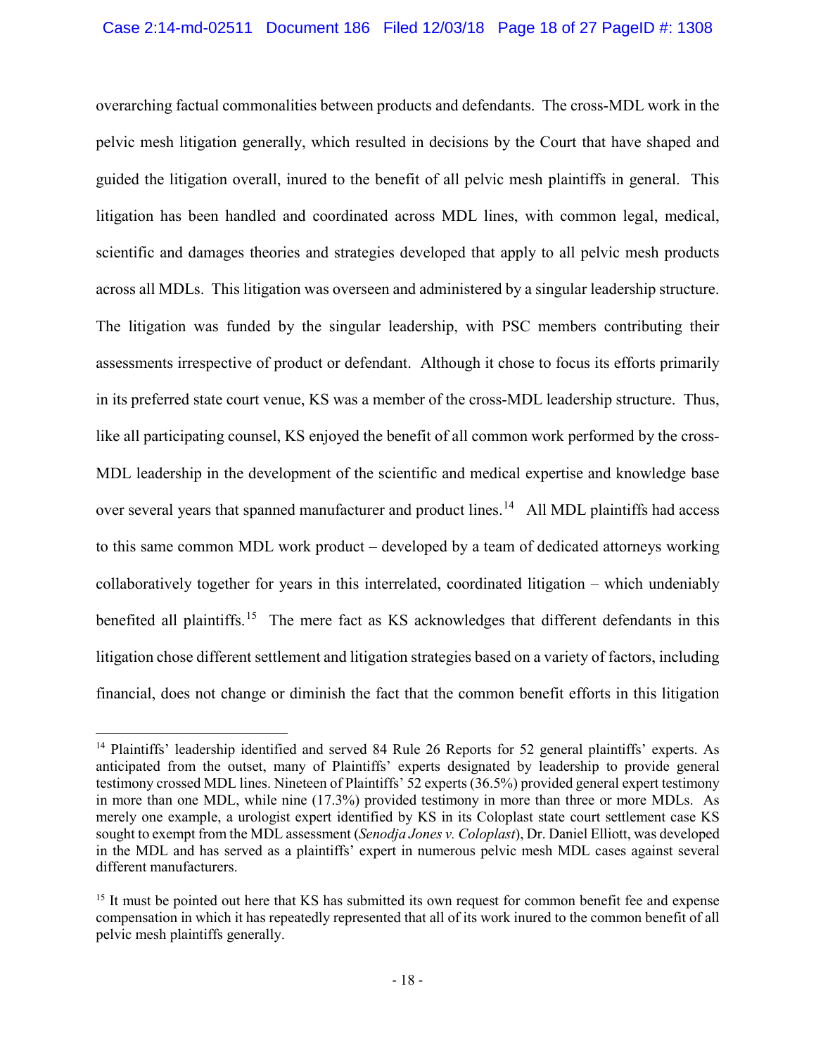overarching factual commonalities between products and defendants. The cross-MDL work in the pelvic mesh litigation generally, which resulted in decisions by the Court that have shaped and guided the litigation overall, inured to the benefit of all pelvic mesh plaintiffs in general. This litigation has been handled and coordinated across MDL lines, with common legal, medical, scientific and damages theories and strategies developed that apply to all pelvic mesh products across all MDLs. This litigation was overseen and administered by a singular leadership structure. The litigation was funded by the singular leadership, with PSC members contributing their assessments irrespective of product or defendant. Although it chose to focus its efforts primarily in its preferred state court venue, KS was a member of the cross-MDL leadership structure. Thus, like all participating counsel, KS enjoyed the benefit of all common work performed by the cross-MDL leadership in the development of the scientific and medical expertise and knowledge base over several years that spanned manufacturer and product lines.[14] All MDL plaintiffs had access to this same common MDL work product – developed by a team of dedicated attorneys working collaboratively together for years in this interrelated, coordinated litigation – which undeniably benefited all plaintiffs.[15] The mere fact as KS acknowledges that different defendants in this litigation chose different settlement and litigation strategies based on a variety of factors, including financial, does not change or diminish the fact that the common benefit efforts in this litigation

---

[14] Plaintiffs' leadership identified and served 84 Rule 26 Reports for 52 general plaintiffs' experts. As anticipated from the outset, many of Plaintiffs' experts designated by leadership to provide general testimony crossed MDL lines. Nineteen of Plaintiffs' 52 experts (36.5%) provided general expert testimony in more than one MDL, while nine (17.3%) provided testimony in more than three or more MDLs. As merely one example, a urologist expert identified by KS in its Coloplast state court settlement case KS sought to exempt from the MDL assessment (*Senodja Jones v. Coloplast*), Dr. Daniel Elliott, was developed in the MDL and has served as a plaintiffs' expert in numerous pelvic mesh MDL cases against several different manufacturers.

[15] It must be pointed out here that KS has submitted its own request for common benefit fee and expense compensation in which it has repeatedly represented that all of its work inured to the common benefit of all pelvic mesh plaintiffs generally.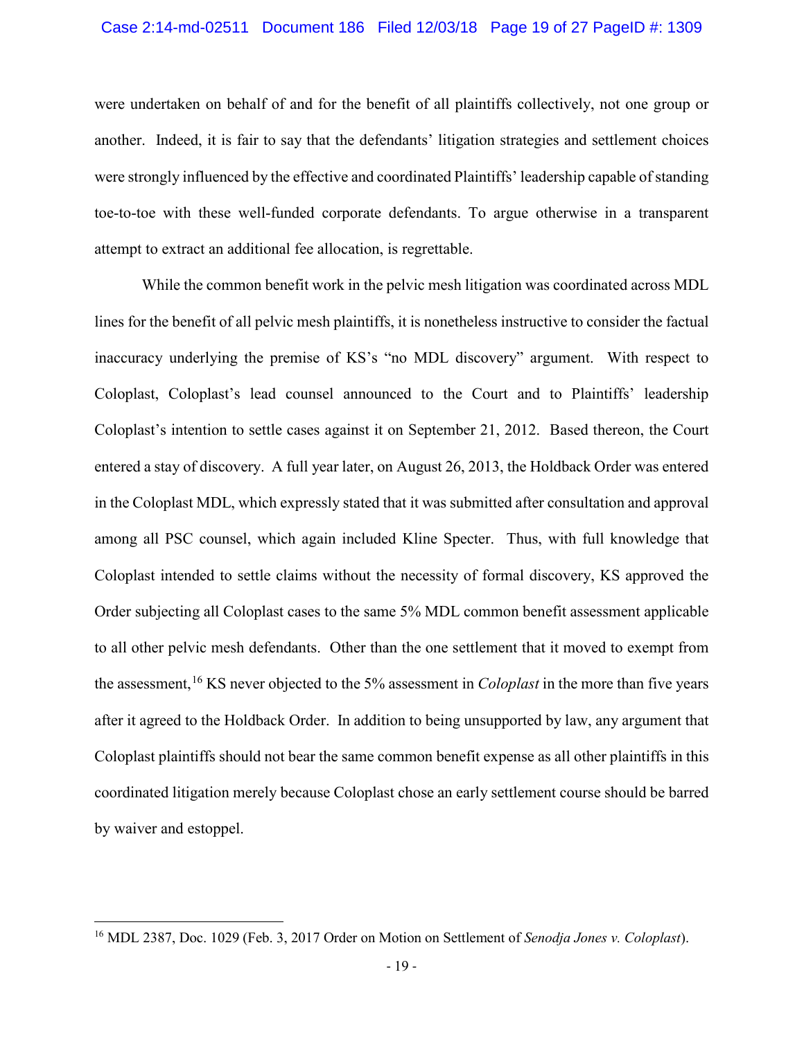were undertaken on behalf of and for the benefit of all plaintiffs collectively, not one group or another. Indeed, it is fair to say that the defendants' litigation strategies and settlement choices were strongly influenced by the effective and coordinated Plaintiffs' leadership capable of standing toe-to-toe with these well-funded corporate defendants. To argue otherwise in a transparent attempt to extract an additional fee allocation, is regrettable.

While the common benefit work in the pelvic mesh litigation was coordinated across MDL lines for the benefit of all pelvic mesh plaintiffs, it is nonetheless instructive to consider the factual inaccuracy underlying the premise of KS's "no MDL discovery" argument. With respect to Coloplast, Coloplast's lead counsel announced to the Court and to Plaintiffs' leadership Coloplast's intention to settle cases against it on September 21, 2012. Based thereon, the Court entered a stay of discovery. A full year later, on August 26, 2013, the Holdback Order was entered in the Coloplast MDL, which expressly stated that it was submitted after consultation and approval among all PSC counsel, which again included Kline Specter. Thus, with full knowledge that Coloplast intended to settle claims without the necessity of formal discovery, KS approved the Order subjecting all Coloplast cases to the same 5% MDL common benefit assessment applicable to all other pelvic mesh defendants. Other than the one settlement that it moved to exempt from the assessment,[16] KS never objected to the 5% assessment in *Coloplast* in the more than five years after it agreed to the Holdback Order. In addition to being unsupported by law, any argument that Coloplast plaintiffs should not bear the same common benefit expense as all other plaintiffs in this coordinated litigation merely because Coloplast chose an early settlement course should be barred by waiver and estoppel.

---

[16] MDL 2387, Doc. 1029 (Feb. 3, 2017 Order on Motion on Settlement of *Senodja Jones v. Coloplast*).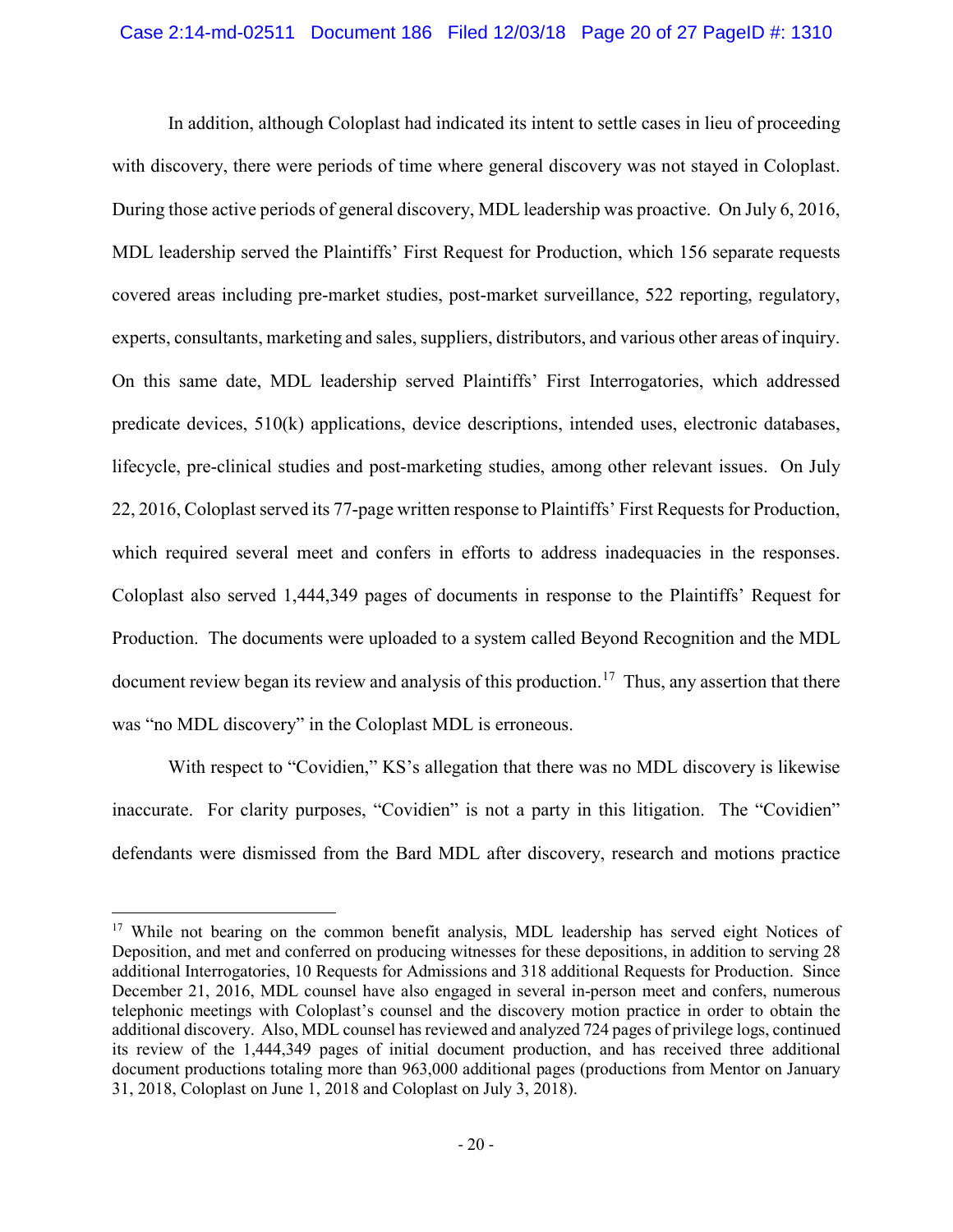In addition, although Coloplast had indicated its intent to settle cases in lieu of proceeding with discovery, there were periods of time where general discovery was not stayed in Coloplast. During those active periods of general discovery, MDL leadership was proactive. On July 6, 2016, MDL leadership served the Plaintiffs' First Request for Production, which 156 separate requests covered areas including pre-market studies, post-market surveillance, 522 reporting, regulatory, experts, consultants, marketing and sales, suppliers, distributors, and various other areas of inquiry. On this same date, MDL leadership served Plaintiffs' First Interrogatories, which addressed predicate devices, 510(k) applications, device descriptions, intended uses, electronic databases, lifecycle, pre-clinical studies and post-marketing studies, among other relevant issues. On July 22, 2016, Coloplast served its 77-page written response to Plaintiffs' First Requests for Production, which required several meet and confers in efforts to address inadequacies in the responses. Coloplast also served 1,444,349 pages of documents in response to the Plaintiffs' Request for Production. The documents were uploaded to a system called Beyond Recognition and the MDL document review began its review and analysis of this production.[17] Thus, any assertion that there was "no MDL discovery" in the Coloplast MDL is erroneous.

With respect to "Covidien," KS's allegation that there was no MDL discovery is likewise inaccurate. For clarity purposes, "Covidien" is not a party in this litigation. The "Covidien" defendants were dismissed from the Bard MDL after discovery, research and motions practice

---

[17] While not bearing on the common benefit analysis, MDL leadership has served eight Notices of Deposition, and met and conferred on producing witnesses for these depositions, in addition to serving 28 additional Interrogatories, 10 Requests for Admissions and 318 additional Requests for Production. Since December 21, 2016, MDL counsel have also engaged in several in-person meet and confers, numerous telephonic meetings with Coloplast's counsel and the discovery motion practice in order to obtain the additional discovery. Also, MDL counsel has reviewed and analyzed 724 pages of privilege logs, continued its review of the 1,444,349 pages of initial document production, and has received three additional document productions totaling more than 963,000 additional pages (productions from Mentor on January 31, 2018, Coloplast on June 1, 2018 and Coloplast on July 3, 2018).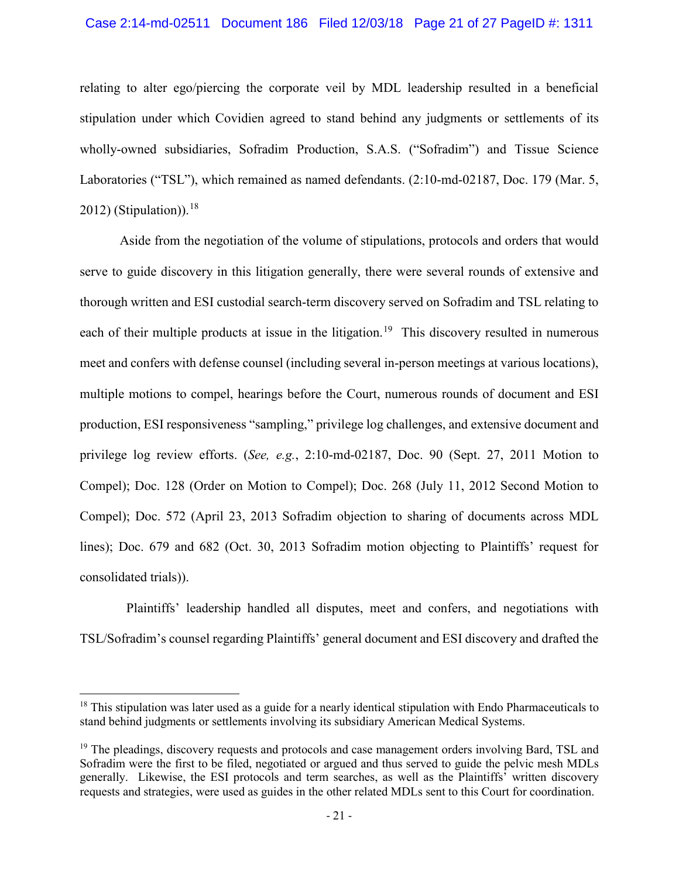relating to alter ego/piercing the corporate veil by MDL leadership resulted in a beneficial stipulation under which Covidien agreed to stand behind any judgments or settlements of its wholly-owned subsidiaries, Sofradim Production, S.A.S. ("Sofradim") and Tissue Science Laboratories ("TSL"), which remained as named defendants. (2:10-md-02187, Doc. 179 (Mar. 5, 2012) (Stipulation)).[18]

Aside from the negotiation of the volume of stipulations, protocols and orders that would serve to guide discovery in this litigation generally, there were several rounds of extensive and thorough written and ESI custodial search-term discovery served on Sofradim and TSL relating to each of their multiple products at issue in the litigation.[19] This discovery resulted in numerous meet and confers with defense counsel (including several in-person meetings at various locations), multiple motions to compel, hearings before the Court, numerous rounds of document and ESI production, ESI responsiveness "sampling," privilege log challenges, and extensive document and privilege log review efforts. (*See, e.g.*, 2:10-md-02187, Doc. 90 (Sept. 27, 2011 Motion to Compel); Doc. 128 (Order on Motion to Compel); Doc. 268 (July 11, 2012 Second Motion to Compel); Doc. 572 (April 23, 2013 Sofradim objection to sharing of documents across MDL lines); Doc. 679 and 682 (Oct. 30, 2013 Sofradim motion objecting to Plaintiffs' request for consolidated trials)).

Plaintiffs' leadership handled all disputes, meet and confers, and negotiations with TSL/Sofradim's counsel regarding Plaintiffs' general document and ESI discovery and drafted the

---

[18] This stipulation was later used as a guide for a nearly identical stipulation with Endo Pharmaceuticals to stand behind judgments or settlements involving its subsidiary American Medical Systems.

[19] The pleadings, discovery requests and protocols and case management orders involving Bard, TSL and Sofradim were the first to be filed, negotiated or argued and thus served to guide the pelvic mesh MDLs generally. Likewise, the ESI protocols and term searches, as well as the Plaintiffs' written discovery requests and strategies, were used as guides in the other related MDLs sent to this Court for coordination.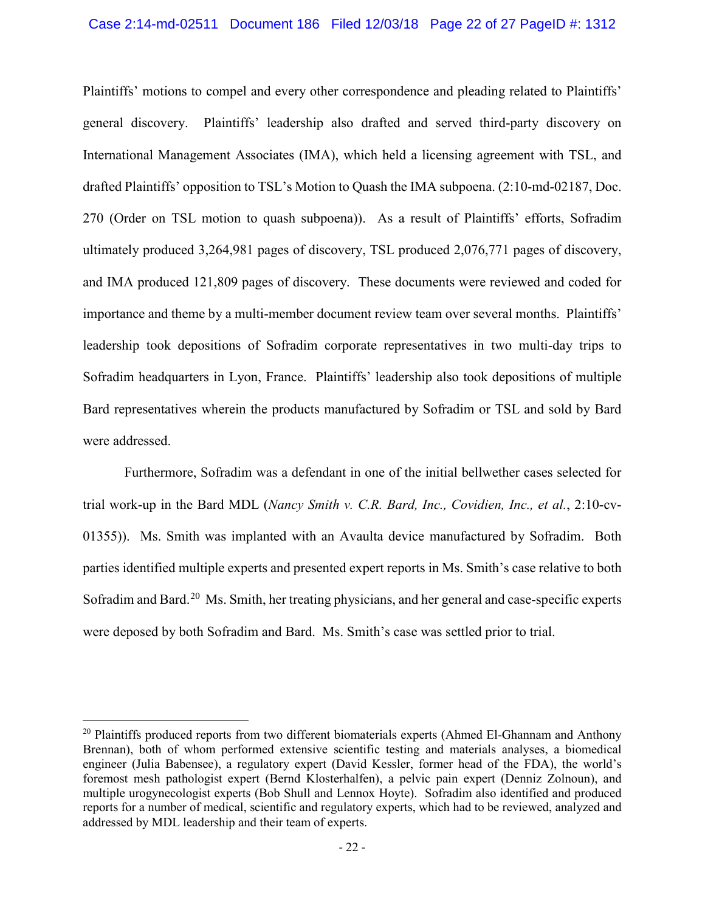Plaintiffs' motions to compel and every other correspondence and pleading related to Plaintiffs' general discovery. Plaintiffs' leadership also drafted and served third-party discovery on International Management Associates (IMA), which held a licensing agreement with TSL, and drafted Plaintiffs' opposition to TSL's Motion to Quash the IMA subpoena. (2:10-md-02187, Doc. 270 (Order on TSL motion to quash subpoena)). As a result of Plaintiffs' efforts, Sofradim ultimately produced 3,264,981 pages of discovery, TSL produced 2,076,771 pages of discovery, and IMA produced 121,809 pages of discovery. These documents were reviewed and coded for importance and theme by a multi-member document review team over several months. Plaintiffs' leadership took depositions of Sofradim corporate representatives in two multi-day trips to Sofradim headquarters in Lyon, France. Plaintiffs' leadership also took depositions of multiple Bard representatives wherein the products manufactured by Sofradim or TSL and sold by Bard were addressed.

Furthermore, Sofradim was a defendant in one of the initial bellwether cases selected for trial work-up in the Bard MDL (*Nancy Smith v. C.R. Bard, Inc., Covidien, Inc., et al.*, 2:10-cv-01355)). Ms. Smith was implanted with an Avaulta device manufactured by Sofradim. Both parties identified multiple experts and presented expert reports in Ms. Smith's case relative to both Sofradim and Bard.[20] Ms. Smith, her treating physicians, and her general and case-specific experts were deposed by both Sofradim and Bard. Ms. Smith's case was settled prior to trial.

---

[20] Plaintiffs produced reports from two different biomaterials experts (Ahmed El-Ghannam and Anthony Brennan), both of whom performed extensive scientific testing and materials analyses, a biomedical engineer (Julia Babensee), a regulatory expert (David Kessler, former head of the FDA), the world's foremost mesh pathologist expert (Bernd Klosterhalfen), a pelvic pain expert (Denniz Zolnoun), and multiple urogynecologist experts (Bob Shull and Lennox Hoyte). Sofradim also identified and produced reports for a number of medical, scientific and regulatory experts, which had to be reviewed, analyzed and addressed by MDL leadership and their team of experts.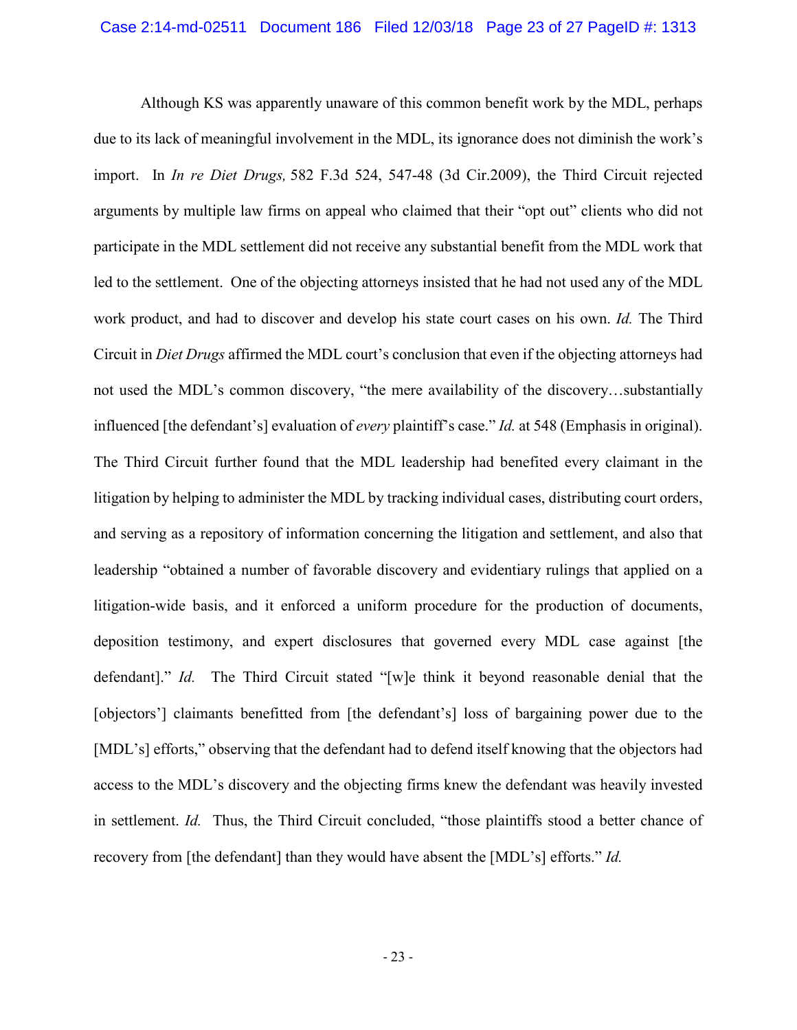Although KS was apparently unaware of this common benefit work by the MDL, perhaps due to its lack of meaningful involvement in the MDL, its ignorance does not diminish the work's import. In *In re Diet Drugs,* 582 F.3d 524, 547-48 (3d Cir.2009), the Third Circuit rejected arguments by multiple law firms on appeal who claimed that their "opt out" clients who did not participate in the MDL settlement did not receive any substantial benefit from the MDL work that led to the settlement. One of the objecting attorneys insisted that he had not used any of the MDL work product, and had to discover and develop his state court cases on his own. *Id.* The Third Circuit in *Diet Drugs* affirmed the MDL court's conclusion that even if the objecting attorneys had not used the MDL's common discovery, "the mere availability of the discovery…substantially influenced [the defendant's] evaluation of *every* plaintiff's case." *Id.* at 548 (Emphasis in original). The Third Circuit further found that the MDL leadership had benefited every claimant in the litigation by helping to administer the MDL by tracking individual cases, distributing court orders, and serving as a repository of information concerning the litigation and settlement, and also that leadership "obtained a number of favorable discovery and evidentiary rulings that applied on a litigation-wide basis, and it enforced a uniform procedure for the production of documents, deposition testimony, and expert disclosures that governed every MDL case against [the defendant]." *Id.* The Third Circuit stated "[w]e think it beyond reasonable denial that the [objectors'] claimants benefitted from [the defendant's] loss of bargaining power due to the [MDL's] efforts," observing that the defendant had to defend itself knowing that the objectors had access to the MDL's discovery and the objecting firms knew the defendant was heavily invested in settlement. *Id.* Thus, the Third Circuit concluded, "those plaintiffs stood a better chance of recovery from [the defendant] than they would have absent the [MDL's] efforts." *Id.*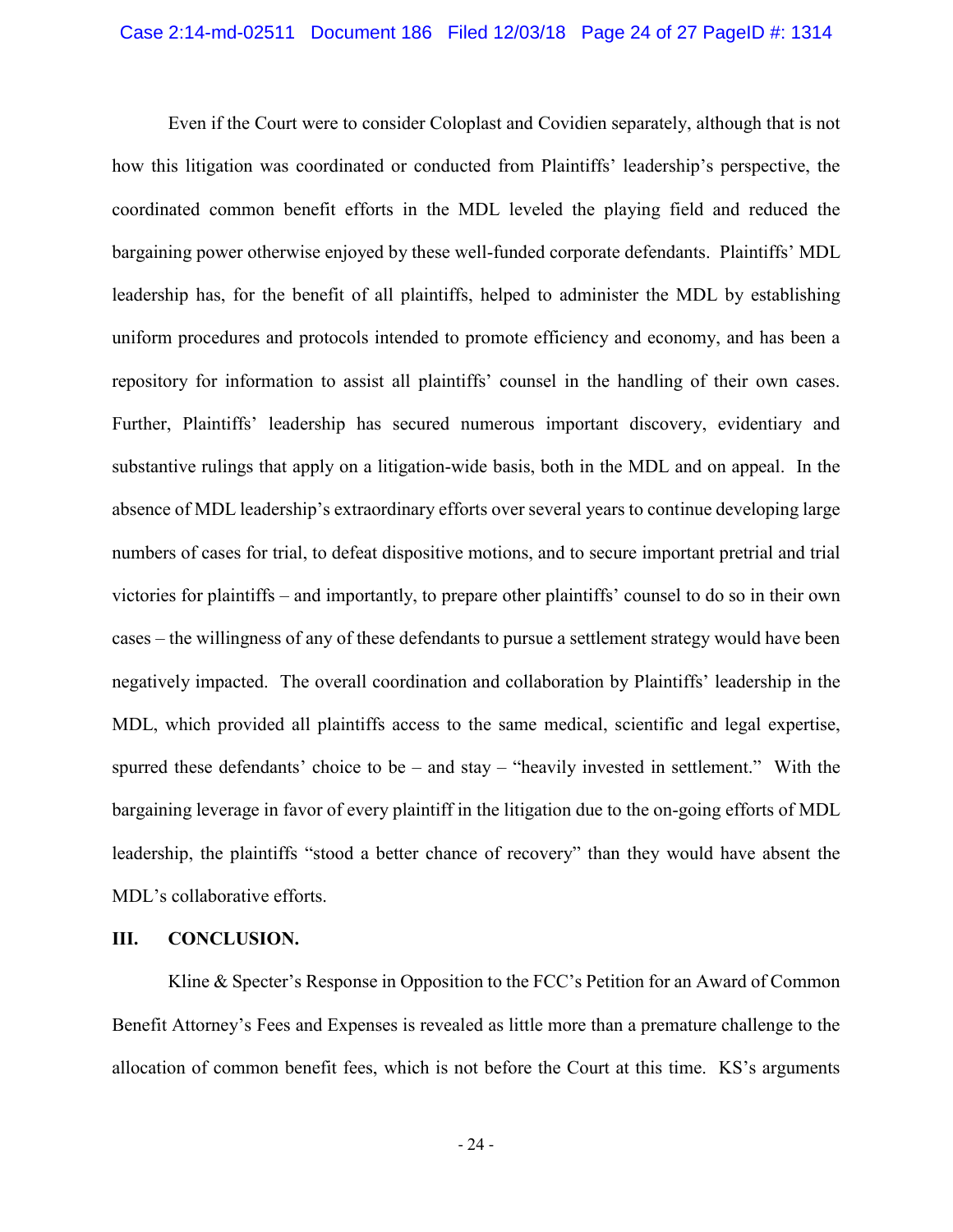Even if the Court were to consider Coloplast and Covidien separately, although that is not how this litigation was coordinated or conducted from Plaintiffs' leadership's perspective, the coordinated common benefit efforts in the MDL leveled the playing field and reduced the bargaining power otherwise enjoyed by these well-funded corporate defendants. Plaintiffs' MDL leadership has, for the benefit of all plaintiffs, helped to administer the MDL by establishing uniform procedures and protocols intended to promote efficiency and economy, and has been a repository for information to assist all plaintiffs' counsel in the handling of their own cases. Further, Plaintiffs' leadership has secured numerous important discovery, evidentiary and substantive rulings that apply on a litigation-wide basis, both in the MDL and on appeal. In the absence of MDL leadership's extraordinary efforts over several years to continue developing large numbers of cases for trial, to defeat dispositive motions, and to secure important pretrial and trial victories for plaintiffs – and importantly, to prepare other plaintiffs' counsel to do so in their own cases – the willingness of any of these defendants to pursue a settlement strategy would have been negatively impacted. The overall coordination and collaboration by Plaintiffs' leadership in the MDL, which provided all plaintiffs access to the same medical, scientific and legal expertise, spurred these defendants' choice to be – and stay – "heavily invested in settlement." With the bargaining leverage in favor of every plaintiff in the litigation due to the on-going efforts of MDL leadership, the plaintiffs "stood a better chance of recovery" than they would have absent the MDL's collaborative efforts.

## III. CONCLUSION.

Kline & Specter's Response in Opposition to the FCC's Petition for an Award of Common Benefit Attorney's Fees and Expenses is revealed as little more than a premature challenge to the allocation of common benefit fees, which is not before the Court at this time. KS's arguments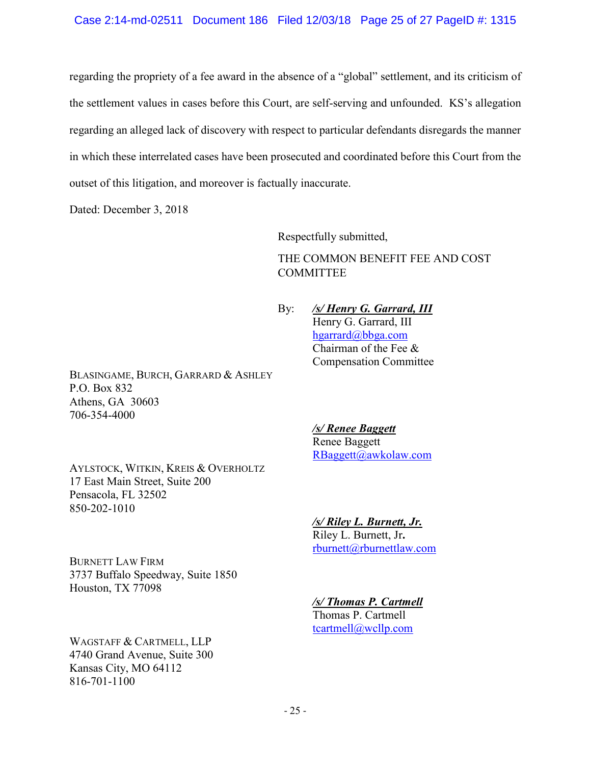regarding the propriety of a fee award in the absence of a "global" settlement, and its criticism of the settlement values in cases before this Court, are self-serving and unfounded. KS's allegation regarding an alleged lack of discovery with respect to particular defendants disregards the manner in which these interrelated cases have been prosecuted and coordinated before this Court from the outset of this litigation, and moreover is factually inaccurate.

Dated: December 3, 2018

Respectfully submitted,

THE COMMON BENEFIT FEE AND COST COMMITTEE

By: ***/s/ Henry G. Garrard, III***
Henry G. Garrard, III
hgarrard@bbga.com
Chairman of the Fee & Compensation Committee

BLASINGAME, BURCH, GARRARD & ASHLEY
P.O. Box 832
Athens, GA 30603
706-354-4000

***/s/ Renee Baggett***
Renee Baggett
RBaggett@awkolaw.com

AYLSTOCK, WITKIN, KREIS & OVERHOLTZ
17 East Main Street, Suite 200
Pensacola, FL 32502
850-202-1010

***/s/ Riley L. Burnett, Jr.***
Riley L. Burnett, Jr.
rburnett@rburnettlaw.com

BURNETT LAW FIRM
3737 Buffalo Speedway, Suite 1850
Houston, TX 77098

***/s/ Thomas P. Cartmell***
Thomas P. Cartmell
tcartmell@wcllp.com

WAGSTAFF & CARTMELL, LLP
4740 Grand Avenue, Suite 300
Kansas City, MO 64112
816-701-1100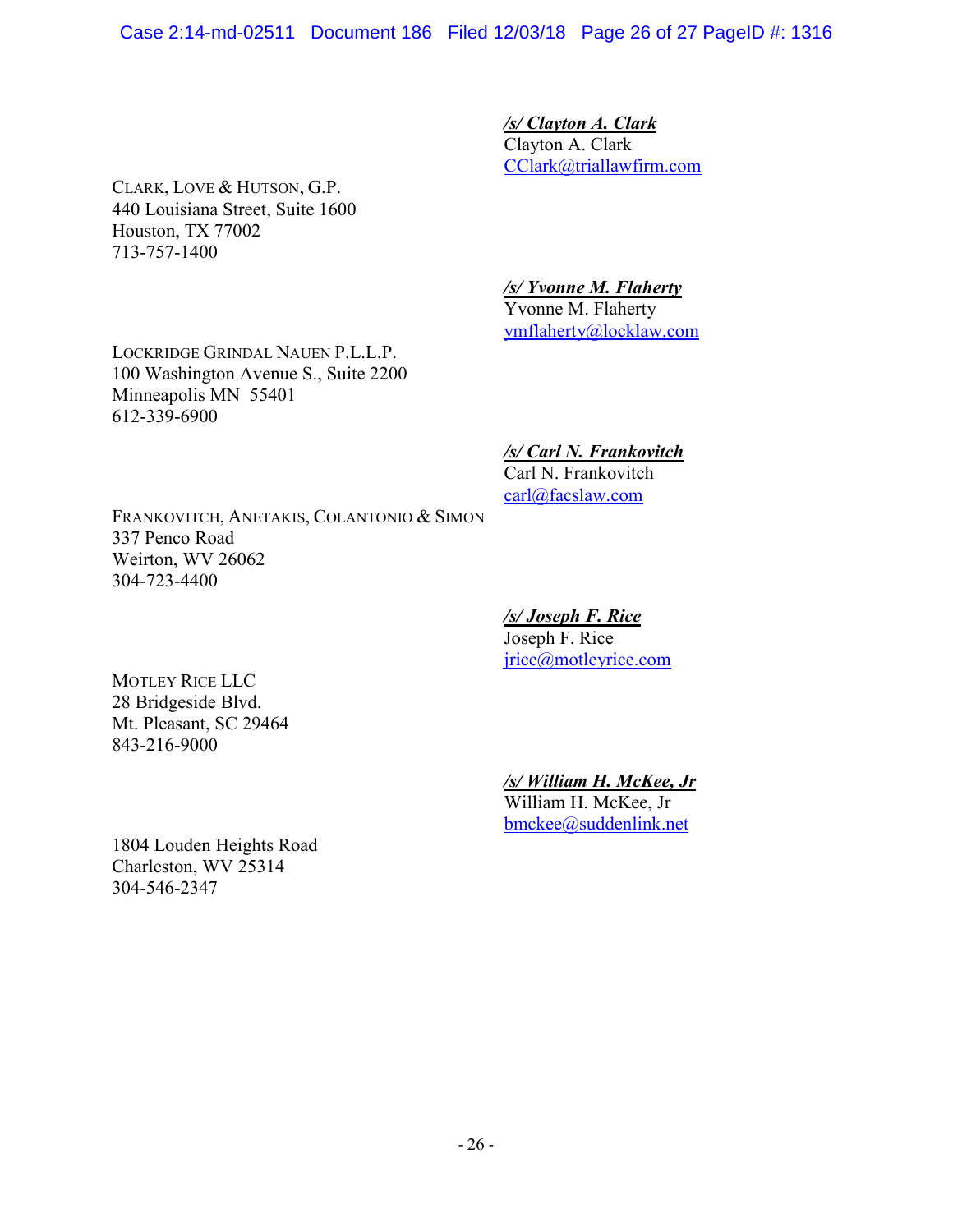***/s/ Clayton A. Clark***
Clayton A. Clark
CClark@triallawfirm.com

CLARK, LOVE & HUTSON, G.P.
440 Louisiana Street, Suite 1600
Houston, TX 77002
713-757-1400

***/s/ Yvonne M. Flaherty***
Yvonne M. Flaherty
ymflaherty@locklaw.com

LOCKRIDGE GRINDAL NAUEN P.L.L.P.
100 Washington Avenue S., Suite 2200
Minneapolis MN 55401
612-339-6900

***/s/ Carl N. Frankovitch***
Carl N. Frankovitch
carl@facslaw.com

FRANKOVITCH, ANETAKIS, COLANTONIO & SIMON
337 Penco Road
Weirton, WV 26062
304-723-4400

***/s/ Joseph F. Rice***
Joseph F. Rice
jrice@motleyrice.com

MOTLEY RICE LLC
28 Bridgeside Blvd.
Mt. Pleasant, SC 29464
843-216-9000

***/s/ William H. McKee, Jr***
William H. McKee, Jr
bmckee@suddenlink.net

1804 Louden Heights Road
Charleston, WV 25314
304-546-2347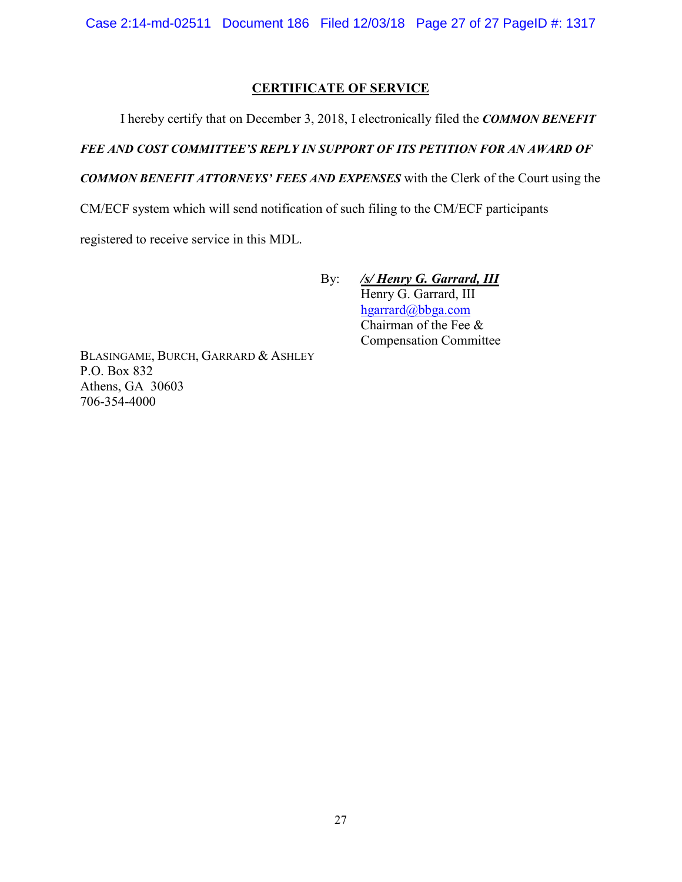## CERTIFICATE OF SERVICE

I hereby certify that on December 3, 2018, I electronically filed the ***COMMON BENEFIT FEE AND COST COMMITTEE'S REPLY IN SUPPORT OF ITS PETITION FOR AN AWARD OF COMMON BENEFIT ATTORNEYS' FEES AND EXPENSES*** with the Clerk of the Court using the CM/ECF system which will send notification of such filing to the CM/ECF participants registered to receive service in this MDL.

By: ***/s/ Henry G. Garrard, III***
Henry G. Garrard, III
hgarrard@bbga.com
Chairman of the Fee & Compensation Committee

BLASINGAME, BURCH, GARRARD & ASHLEY
P.O. Box 832
Athens, GA 30603
706-354-4000